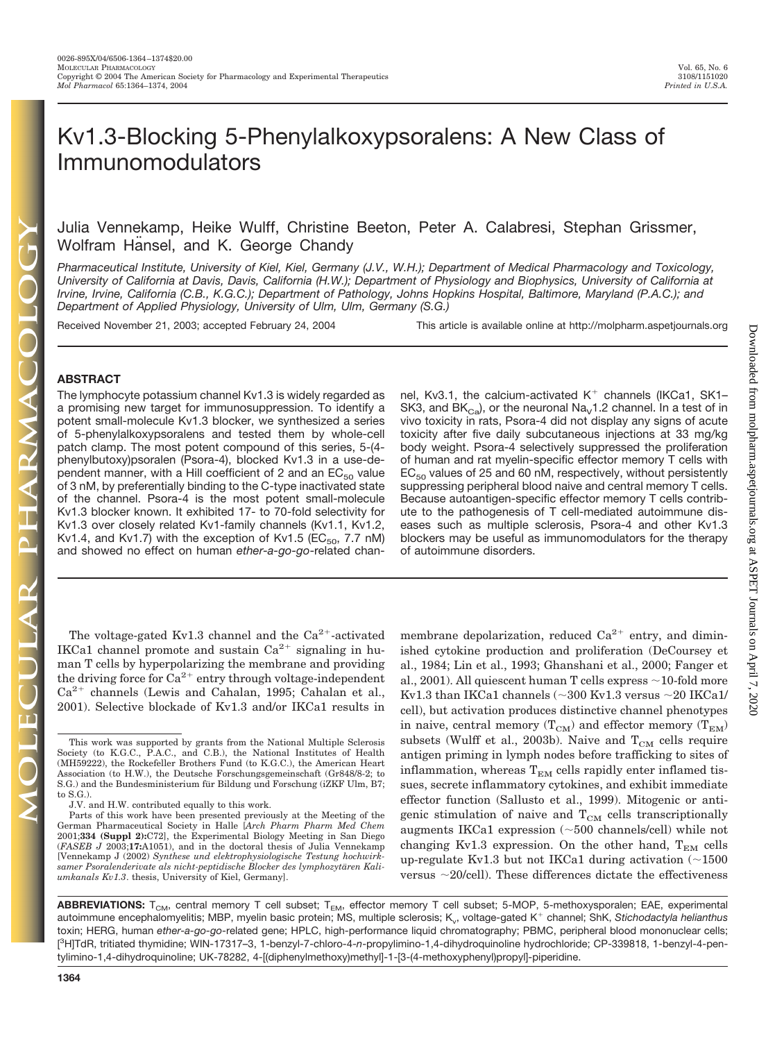# Kv1.3-Blocking 5-Phenylalkoxypsoralens: A New Class of Immunomodulators

Julia Vennekamp, Heike Wulff, Christine Beeton, Peter A. Calabresi, Stephan Grissmer, Wolfram Hänsel, and K. George Chandy

*Pharmaceutical Institute, University of Kiel, Kiel, Germany (J.V., W.H.); Department of Medical Pharmacology and Toxicology, University of California at Davis, Davis, California (H.W.); Department of Physiology and Biophysics, University of California at Irvine, Irvine, California (C.B., K.G.C.); Department of Pathology, Johns Hopkins Hospital, Baltimore, Maryland (P.A.C.); and Department of Applied Physiology, University of Ulm, Ulm, Germany (S.G.)*

Received November 21, 2003; accepted February 24, 2004

This article is available online at http://molpharm.aspetjournals.org

## ABSTRACT

The lymphocyte potassium channel Kv1.3 is widely regarded as a promising new target for immunosuppression. To identify a potent small-molecule Kv1.3 blocker, we synthesized a series of 5-phenylalkoxypsoralens and tested them by whole-cell patch clamp. The most potent compound of this series, 5-(4-phenylbutoxy)psoralen (Psora-4), blocked Kv1.3 in a use-dependent manner, with a Hill coefficient of 2 and an $EC_{50}$ value of 3 nM, by preferentially binding to the C-type inactivated state of the channel. Psora-4 is the most potent small-molecule Kv1.3 blocker known. It exhibited 17- to 70-fold selectivity for Kv1.3 over closely related Kv1-family channels (Kv1.1, Kv1.2, Kv1.4, and Kv1.7) with the exception of Kv1.5 ($EC_{50}$, 7.7 nM) and showed no effect on human *ether-a-go-go*-related channel, Kv3.1, the calcium-activated $K^+$ channels (IKCa1, SK1–SK3, and $BK_{Ca}$), or the neuronal $Na_V1.2$ channel. In a test of in vivo toxicity in rats, Psora-4 did not display any signs of acute toxicity after five daily subcutaneous injections at 33 mg/kg body weight. Psora-4 selectively suppressed the proliferation of human and rat myelin-specific effector memory T cells with $EC_{50}$ values of 25 and 60 nM, respectively, without persistently suppressing peripheral blood naive and central memory T cells. Because autoantigen-specific effector memory T cells contribute to the pathogenesis of T cell-mediated autoimmune diseases such as multiple sclerosis, Psora-4 and other Kv1.3 blockers may be useful as immunomodulators for the therapy of autoimmune disorders.

The voltage-gated Kv1.3 channel and the $Ca^{2+}$-activated IKCa1 channel promote and sustain $Ca^{2+}$ signaling in human T cells by hyperpolarizing the membrane and providing the driving force for $Ca^{2+}$ entry through voltage-independent $Ca^{2+}$ channels (Lewis and Cahalan, 1995; Cahalan et al., 2001). Selective blockade of Kv1.3 and/or IKCa1 results in membrane depolarization, reduced $Ca^{2+}$ entry, and diminished cytokine production and proliferation (DeCoursey et al., 1984; Lin et al., 1993; Ghanshani et al., 2000; Fanger et al., 2001). All quiescent human T cells express ~10-fold more Kv1.3 than IKCa1 channels (~300 Kv1.3 versus ~20 IKCa1/cell), but activation produces distinctive channel phenotypes in naive, central memory ($T_{CM}$) and effector memory ($T_{EM}$) subsets (Wulff et al., 2003b). Naive and $T_{CM}$ cells require antigen priming in lymph nodes before trafficking to sites of inflammation, whereas $T_{EM}$ cells rapidly enter inflamed tissues, secrete inflammatory cytokines, and exhibit immediate effector function (Sallusto et al., 1999). Mitogenic or antigenic stimulation of naive and $T_{CM}$ cells transcriptionally augments IKCa1 expression (~500 channels/cell) while not changing Kv1.3 expression. On the other hand, $T_{EM}$ cells up-regulate Kv1.3 but not IKCa1 during activation (~1500 versus ~20/cell). These differences dictate the effectiveness

---

This work was supported by grants from the National Multiple Sclerosis Society (to K.G.C., P.A.C., and C.B.), the National Institutes of Health (MH59222), the Rockefeller Brothers Fund (to K.G.C.), the American Heart Association (to H.W.), the Deutsche Forschungsgemeinschaft (Gr848/8-2; to S.G.) and the Bundesministerium für Bildung und Forschung (iZKF Ulm, B7; to S.G.).

J.V. and H.W. contributed equally to this work.

Parts of this work have been presented previously at the Meeting of the German Pharmaceutical Society in Halle [*Arch Pharm Pharm Med Chem* 2001;**334 (Suppl 2):**C72], the Experimental Biology Meeting in San Diego (*FASEB J* 2003;**17:**A1051), and in the doctoral thesis of Julia Vennekamp [Vennekamp J (2002) *Synthese und elektrophysiologische Testung hochwirksamer Psoralenderivate als nicht-peptidische Blocker des lymphozytären Kaliumkanals Kv1.3*. thesis, University of Kiel, Germany].

**ABBREVIATIONS:** $T_{CM}$, central memory T cell subset; $T_{EM}$, effector memory T cell subset; 5-MOP, 5-methoxysporalen; EAE, experimental autoimmune encephalomyelitis; MBP, myelin basic protein; MS, multiple sclerosis; $K_v$, voltage-gated $K^+$ channel; ShK, *Stichodactyla helianthus* toxin; HERG, human *ether-a-go-go*-related gene; HPLC, high-performance liquid chromatography; PBMC, peripheral blood mononuclear cells; [$^3$H]TdR, tritiated thymidine; WIN-17317–3, 1-benzyl-7-chloro-4-*n*-propylimino-1,4-dihydroquinoline hydrochloride; CP-339818, 1-benzyl-4-pentylimino-1,4-dihydroquinoline; UK-78282, 4-[(diphenylmethoxy)methyl]-1-[3-(4-methoxyphenyl)propyl]-piperidine.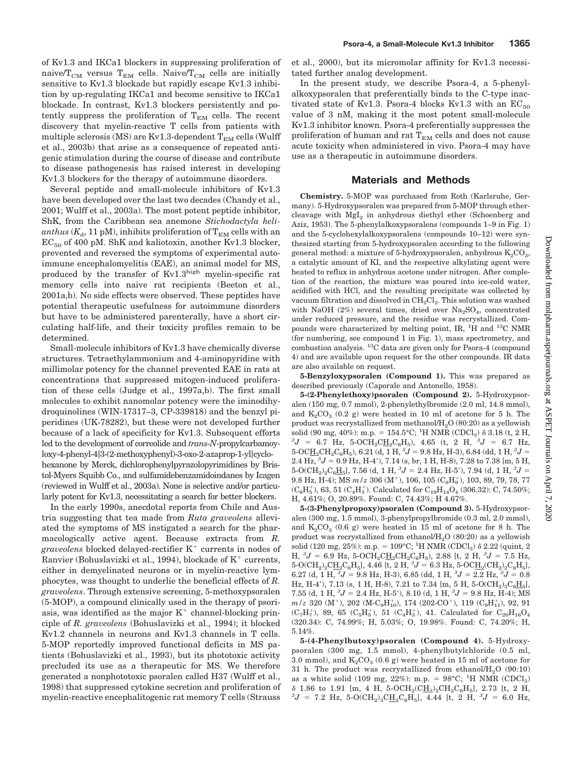of Kv1.3 and IKCa1 blockers in suppressing proliferation of naive/$T_{CM}$ versus $T_{EM}$ cells. Naive/$T_{CM}$ cells are initially sensitive to Kv1.3 blockade but rapidly escape Kv1.3 inhibition by up-regulating IKCa1 and become sensitive to IKCa1 blockade. In contrast, Kv1.3 blockers persistently and potently suppress the proliferation of $T_{EM}$ cells. The recent discovery that myelin-reactive T cells from patients with multiple sclerosis (MS) are Kv1.3-dependent $T_{EM}$ cells (Wulff et al., 2003b) that arise as a consequence of repeated antigenic stimulation during the course of disease and contribute to disease pathogenesis has raised interest in developing Kv1.3 blockers for the therapy of autoimmune disorders.

Several peptide and small-molecule inhibitors of Kv1.3 have been developed over the last two decades (Chandy et al., 2001; Wulff et al., 2003a). The most potent peptide inhibitor, ShK, from the Caribbean sea anemone *Stichodactyla helianthus* ($K_d$, 11 pM), inhibits proliferation of $T_{EM}$ cells with an $EC_{50}$ of 400 pM. ShK and kaliotoxin, another Kv1.3 blocker, prevented and reversed the symptoms of experimental autoimmune encephalomyelitis (EAE), an animal model for MS, produced by the transfer of Kv1.3$^{high}$ myelin-specific rat memory cells into naive rat recipients (Beeton et al., 2001a,b). No side effects were observed. These peptides have potential therapeutic usefulness for autoimmune disorders but have to be administered parenterally, have a short circulating half-life, and their toxicity profiles remain to be determined.

Small-molecule inhibitors of Kv1.3 have chemically diverse structures. Tetraethylammonium and 4-aminopyridine with millimolar potency for the channel prevented EAE in rats at concentrations that suppressed mitogen-induced proliferation of these cells (Judge et al., 1997a,b). The first small molecules to exhibit nanomolar potency were the iminodihydroquinolines (WIN-17317–3, CP-339818) and the benzyl piperidines (UK-78282), but these were not developed further because of a lack of specificity for Kv1.3. Subsequent efforts led to the development of correolide and *trans-N*-propylcarbamoyloxy-4-phenyl-4[3-(2-methoxyphenyl)-3-oxo-2-azaprop-1-yl]cyclohexanone by Merck, dichlorophenylpyrazolopyrimidines by Bristol-Myers Squibb Co., and sulfamidebenzamidoindanes by Icagen (reviewed in Wulff et al., 2003a). None is selective and/or particularly potent for Kv1.3, necessitating a search for better blockers.

In the early 1990s, anecdotal reports from Chile and Austria suggesting that tea made from *Ruta graveolens* alleviated the symptoms of MS instigated a search for the pharmacologically active agent. Because extracts from *R. graveolens* blocked delayed-rectifier $K^+$ currents in nodes of Ranvier (Bohuslavizki et al., 1994), blockade of $K^+$ currents, either in demyelinated neurons or in myelin-reactive lymphocytes, was thought to underlie the beneficial effects of *R. graveolens*. Through extensive screening, 5-methoxypsoralen (5-MOP), a compound clinically used in the therapy of psoriasis, was identified as the major $K^+$ channel-blocking principle of *R. graveolens* (Bohuslavizki et al., 1994); it blocked Kv1.2 channels in neurons and Kv1.3 channels in T cells. 5-MOP reportedly improved functional deficits in MS patients (Bohuslavizki et al., 1993), but its phototoxic activity precluded its use as a therapeutic for MS. We therefore generated a nonphototoxic psoralen called H37 (Wulff et al., 1998) that suppressed cytokine secretion and proliferation of myelin-reactive encephalitogenic rat memory T cells (Strauss et al., 2000), but its micromolar affinity for Kv1.3 necessitated further analog development.

In the present study, we describe Psora-4, a 5-phenylalkoxypsoralen that preferentially binds to the C-type inactivated state of Kv1.3. Psora-4 blocks Kv1.3 with an $EC_{50}$ value of 3 nM, making it the most potent small-molecule Kv1.3 inhibitor known. Psora-4 preferentially suppresses the proliferation of human and rat $T_{EM}$ cells and does not cause acute toxicity when administered in vivo. Psora-4 may have use as a therapeutic in autoimmune disorders.

## Materials and Methods

**Chemistry.** 5-MOP was purchased from Roth (Karlsruhe, Germany). 5-Hydroxypsoralen was prepared from 5-MOP through ether-cleavage with $MgI_2$ in anhydrous diethyl ether (Schoenberg and Aziz, 1953). The 5-phenylalkoxypsoralens (compounds 1–9 in Fig. 1) and the 5-cyclohexylalkoxypsoralens (compounds 10–12) were synthesized starting from 5-hydroxypsoralen according to the following general method: a mixture of 5-hydroxypsoralen, anhydrous $K_2CO_3$, a catalytic amount of KI, and the respective alkylating agent were heated to reflux in anhydrous acetone under nitrogen. After completion of the reaction, the mixture was poured into ice-cold water, acidified with HCl, and the resulting precipitate was collected by vacuum filtration and dissolved in $CH_2Cl_2$. This solution was washed with NaOH (2%) several times, dried over $Na_2SO_4$, concentrated under reduced pressure, and the residue was recrystallized. Compounds were characterized by melting point, IR, $^1$H and $^{13}$C NMR (for numbering, see compound 1 in Fig. 1), mass spectrometry, and combustion analysis. $^{13}$C data are given only for Psora-4 (compound 4) and are available upon request for the other compounds. IR data are also available on request.

**5-Benzyloxypsoralen (Compound 1).** This was prepared as described previously (Caporale and Antonello, 1958).

**5-(2-Phenylethoxy)psoralen (Compound 2).** 5-Hydroxypsoralen (150 mg, 0.7 mmol), 2-phenylethylbromide (2.0 ml, 14.8 mmol), and $K_2CO_3$ (0.2 g) were heated in 10 ml of acetone for 5 h. The product was recrystallized from methanol/$H_2O$ (80:20) as a yellowish solid (90 mg, 40%): m.p. = 154.5°C; $^1$H NMR ($CDCl_3$) $\delta$ 3.18 (t, 2 H, $^3J$ = 6.7 Hz, 5-$OCH_2C\underline{H_2}C_6H_5$), 4.65 (t, 2 H, $^3J$ = 6.7 Hz, 5-$OC\underline{H_2}CH_2C_6H_5$), 6.21 (d, 1 H, $^3J$ = 9.8 Hz, H-3), 6.84 (dd, 1 H, $^3J$ = 2.4 Hz, $^5J$ = 0.9 Hz, H-4′), 7.14 (s, br, 1 H, H-8), 7.28 to 7.38 [m, 5 H, 5-$O(CH_2)_2C_6\underline{H_5}$], 7.56 (d, 1 H, $^3J$ = 2.4 Hz, H-5′), 7.94 (d, 1 H, $^3J$ = 9.8 Hz, H-4); MS $m/z$ 306 ($M^+$), 106, 105 ($C_8H_9^+$), 103, 89, 79, 78, 77 ($C_6H_5^+$), 63, 51 ($C_4H_3^+$). Calculated for $C_{19}H_{14}O_4$ (306.32): C, 74.50%; H, 4.61%; O, 20.89%. Found: C, 74.43%; H 4.67%.

**5-(3-Phenylpropoxy)psoralen (Compound 3).** 5-Hydroxypsoralen (300 mg, 1.5 mmol), 3-phenylpropylbromide (0.3 ml, 2.0 mmol), and $K_2CO_3$ (0.6 g) were heated in 15 ml of acetone for 8 h. The product was recrystallized from ethanol/$H_2O$ (80:20) as a yellowish solid (120 mg, 25%): m.p. = 109°C; $^1$H NMR ($CDCl_3$) $\delta$ 2.22 (quint, 2 H, $^3J$ = 6.9 Hz, 5-$OCH_2C\underline{H_2}CH_2C_6H_5$), 2.88 [t, 2 H, $^3J$ = 7.5 Hz, 5-$O(CH_2)_2C\underline{H_2}C_6H_5$], 4.46 [t, 2 H, $^3J$ = 6.3 Hz, 5-$OC\underline{H_2}(CH_2)_2C_6H_5$], 6.27 (d, 1 H, $^3J$ = 9.8 Hz, H-3), 6.85 (dd, 1 H, $^3J$ = 2.2 Hz, $^5J$ = 0.8 Hz, H-4′), 7.13 (s, 1 H, H-8), 7.21 to 7.34 [m, 5 H, 5-$O(CH_2)_3C_6\underline{H_5}$], 7.55 (d, 1 H, $^3J$ = 2.4 Hz, H-5′), 8.10 (d, 1 H, $^3J$ = 9.8 Hz, H-4); MS $m/z$ 320 ($M^+$), 202 ($M$-$C_9H_{10}^+$), 174 (202-$CO^+$), 119 ($C_9H_{11}^+$), 92, 91 ($C_7H_7^+$), 89, 65 ($C_5H_5^+$), 51 ($C_4H_3^+$), 41. Calculated for $C_{20}H_{16}O_4$ (320.34): C, 74.99%; H, 5.03%; O, 19.98%. Found: C, 74.20%; H, 5.14%.

**5-(4-Phenylbutoxy)psoralen (Compound 4).** 5-Hydroxypsoralen (300 mg, 1.5 mmol), 4-phenylbutylchloride (0.5 ml, 3.0 mmol), and $K_2CO_3$ (0.6 g) were heated in 15 ml of acetone for 31 h. The product was recrystallized from ethanol/$H_2O$ (90:10) as a white solid (109 mg, 22%): m.p. = 98°C; $^1$H NMR ($CDCl_3$) $\delta$ 1.86 to 1.91 [m, 4 H, 5-$OCH_2(C\underline{H_2})_2CH_2C_6H_5$], 2.73 [t, 2 H, $^3J$ = 7.2 Hz, 5-$O(CH_2)_3C\underline{H_2}C_6H_5$], 4.44 [t, 2 H, $^3J$ = 6.0 Hz,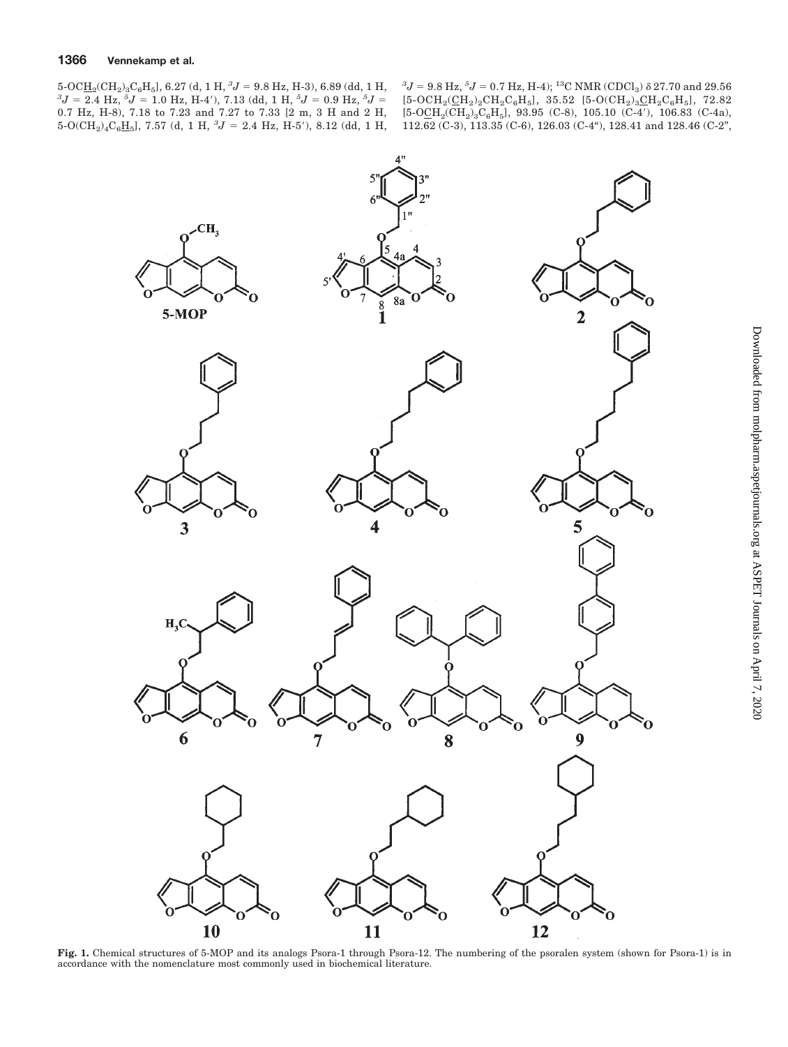5-OC$\underline{H}_2$(CH$_2$)$_3$C$_6$H$_5$], 6.27 (d, 1 H, $^3J$ = 9.8 Hz, H-3), 6.89 (dd, 1 H, $^3J$ = 2.4 Hz, $^5J$ = 1.0 Hz, H-4′), 7.13 (dd, 1 H, $^5J$ = 0.9 Hz, $^5J$ = 0.7 Hz, H-8), 7.18 to 7.23 and 7.27 to 7.33 [2 m, 3 H and 2 H, 5-O(CH$_2$)$_4$C$_6\underline{H}_5$], 7.57 (d, 1 H, $^3J$ = 2.4 Hz, H-5′), 8.12 (dd, 1 H, $^3J$ = 9.8 Hz, $^5J$ = 0.7 Hz, H-4); $^{13}$C NMR (CDCl$_3$) δ 27.70 and 29.56 [5-OCH$_2$($\underline{C}$H$_2$)$_2$CH$_2$C$_6$H$_5$], 35.52 [5-O(CH$_2$)$_3\underline{C}$H$_2$C$_6$H$_5$], 72.82 [5-O$\underline{C}$H$_2$(CH$_2$)$_3$C$_6$H$_5$], 93.95 (C-8), 105.10 (C-4′), 106.83 (C-4a), 112.62 (C-3), 113.35 (C-6), 126.03 (C-4"), 128.41 and 128.46 (C-2",

**Fig. 1.** Chemical structures of 5-MOP and its analogs Psora-1 through Psora-12. The numbering of the psoralen system (shown for Psora-1) is in accordance with the nomenclature most commonly used in biochemical literature.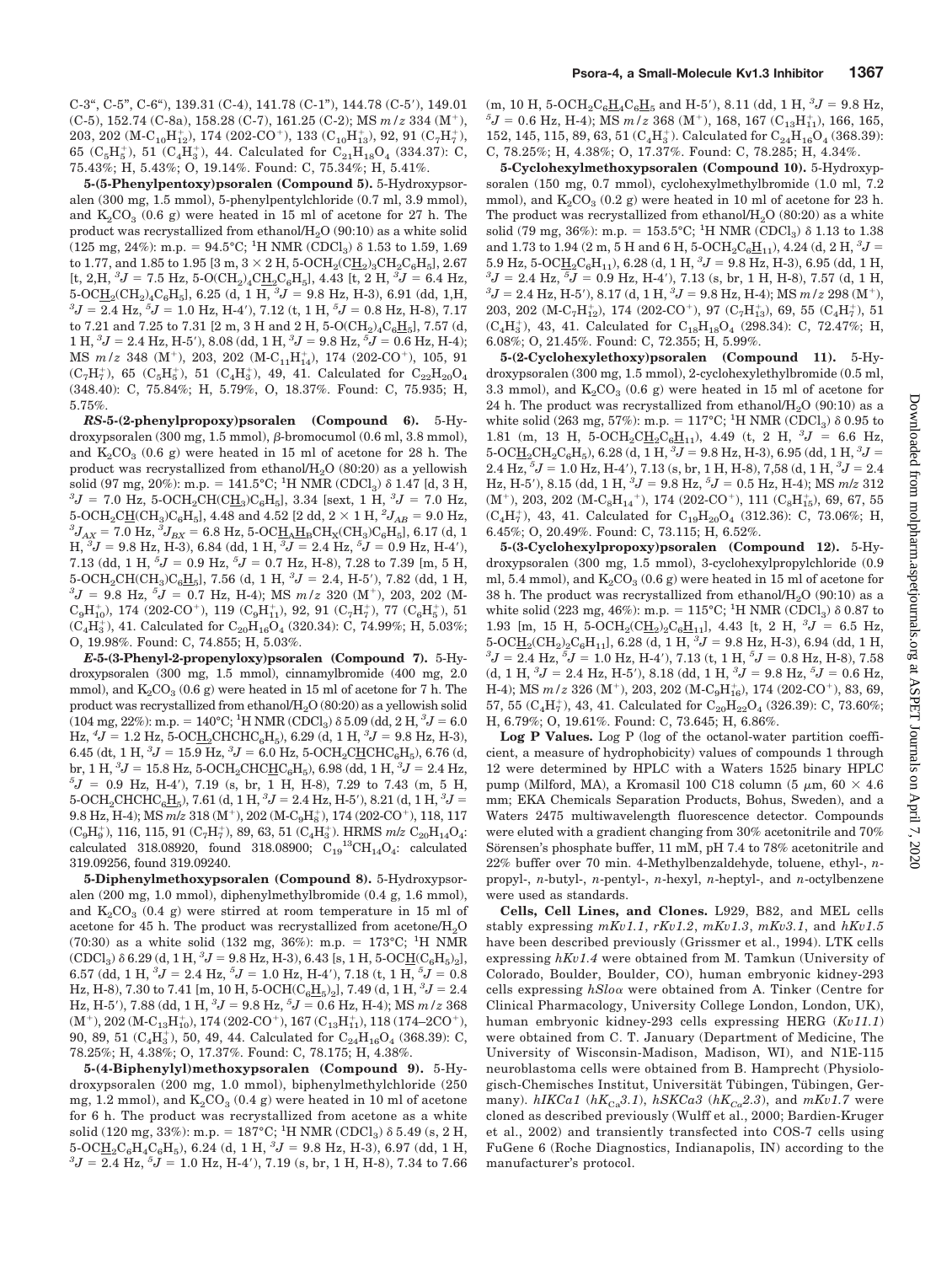C-3", C-5", C-6"), 139.31 (C-4), 141.78 (C-1"), 144.78 (C-5′), 149.01 (C-5), 152.74 (C-8a), 158.28 (C-7), 161.25 (C-2); MS $m/z$ 334 ($M^+$), 203, 202 ($M-C_{10}H_{12}^+$), 174 ($202-CO^+$), 133 ($C_{10}H_{13}^+$), 92, 91 ($C_7H_7^+$), 65 ($C_5H_5^+$), 51 ($C_4H_3^+$), 44. Calculated for $C_{21}H_{18}O_4$ (334.37): C, 75.43%; H, 5.43%; O, 19.14%. Found: C, 75.34%; H, 5.41%.

**5-(5-Phenylpentoxy)psoralen (Compound 5).** 5-Hydroxypsoralen (300 mg, 1.5 mmol), 5-phenylpentylchloride (0.7 ml, 3.9 mmol), and $K_2CO_3$ (0.6 g) were heated in 15 ml of acetone for 27 h. The product was recrystallized from ethanol/$H_2O$ (90:10) as a white solid (125 mg, 24%): m.p. = 94.5°C; $^1$H NMR ($CDCl_3$) δ 1.53 to 1.59, 1.69 to 1.77, and 1.85 to 1.95 [3 m, 3 × 2 H, 5-$OCH_2(C\underline{H}_2)_3CH_2C_6H_5$], 2.67 [t, 2,H, $^3J$ = 7.5 Hz, 5-$O(CH_2)_4C\underline{H}_2C_6H_5$], 4.43 [t, 2 H, $^3J$ = 6.4 Hz, 5-$OC\underline{H}_2(CH_2)_4C_6H_5$], 6.25 (d, 1 H, $^3J$ = 9.8 Hz, H-3), 6.91 (dd, 1,H, $^3J$ = 2.4 Hz, $^5J$ = 1.0 Hz, H-4′), 7.12 (t, 1 H, $^5J$ = 0.8 Hz, H-8), 7.17 to 7.21 and 7.25 to 7.31 [2 m, 3 H and 2 H, 5-$O(CH_2)_4C_6\underline{H}_5$], 7.57 (d, 1 H, $^3J$ = 2.4 Hz, H-5′), 8.08 (dd, 1 H, $^3J$ = 9.8 Hz, $^5J$ = 0.6 Hz, H-4); MS $m/z$ 348 ($M^+$), 203, 202 ($M-C_{11}H_{14}^+$), 174 ($202-CO^+$), 105, 91 ($C_7H_7^+$), 65 ($C_5H_5^+$), 51 ($C_4H_3^+$), 49, 41. Calculated for $C_{22}H_{20}O_4$ (348.40): C, 75.84%; H, 5.79%, O, 18.37%. Found: C, 75.935; H, 5.75%.

***RS*-5-(2-phenylpropoxy)psoralen (Compound 6).** 5-Hydroxypsoralen (300 mg, 1.5 mmol), β-bromocumol (0.6 ml, 3.8 mmol), and $K_2CO_3$ (0.6 g) were heated in 15 ml of acetone for 28 h. The product was recrystallized from ethanol/$H_2O$ (80:20) as a yellowish solid (97 mg, 20%): m.p. = 141.5°C; $^1$H NMR ($CDCl_3$) δ 1.47 [d, 3 H, $^3J$ = 7.0 Hz, 5-$OCH_2CH(C\underline{H}_3)C_6H_5$], 3.34 [sext, 1 H, $^3J$ = 7.0 Hz, 5-$OCH_2C\underline{H}(CH_3)C_6H_5$], 4.48 and 4.52 [2 dd, 2 × 1 H, $^2J_{AB}$ = 9.0 Hz, $^3J_{AX}$ = 7.0 Hz, $^3J_{BX}$ = 6.8 Hz, 5-$OC\underline{H}_A\underline{H}_BCH_X(CH_3)C_6H_5$], 6.17 (d, 1 H, $^3J$ = 9.8 Hz, H-3), 6.84 (dd, 1 H, $^3J$ = 2.4 Hz, $^5J$ = 0.9 Hz, H-4′), 7.13 (dd, 1 H, $^5J$ = 0.9 Hz, $^5J$ = 0.7 Hz, H-8), 7.28 to 7.39 [m, 5 H, 5-$OCH_2CH(CH_3)C_6\underline{H}_5$], 7.56 (d, 1 H, $^3J$ = 2.4, H-5′), 7.82 (dd, 1 H, $^3J$ = 9.8 Hz, $^5J$ = 0.7 Hz, H-4); MS $m/z$ 320 ($M^+$), 203, 202 ($M-C_9H_{10}^+$), 174 ($202-CO^+$), 119 ($C_9H_{11}^+$), 92, 91 ($C_7H_7^+$), 77 ($C_6H_5^+$), 51 ($C_4H_3^+$), 41. Calculated for $C_{20}H_{16}O_4$ (320.34): C, 74.99%; H, 5.03%; O, 19.98%. Found: C, 74.855; H, 5.03%.

***E*-5-(3-Phenyl-2-propenyloxy)psoralen (Compound 7).** 5-Hydroxypsoralen (300 mg, 1.5 mmol), cinnamylbromide (400 mg, 2.0 mmol), and $K_2CO_3$ (0.6 g) were heated in 15 ml of acetone for 7 h. The product was recrystallized from ethanol/$H_2O$ (80:20) as a yellowish solid (104 mg, 22%): m.p. = 140°C; $^1$H NMR ($CDCl_3$) δ 5.09 (dd, 2 H, $^3J$ = 6.0 Hz, $^4J$ = 1.2 Hz, 5-$OC\underline{H}_2CHCHC_6H_5$), 6.29 (d, 1 H, $^3J$ = 9.8 Hz, H-3), 6.45 (dt, 1 H, $^3J$ = 15.9 Hz, $^3J$ = 6.0 Hz, 5-$OCH_2C\underline{H}CHC_6H_5$), 6.76 (d, br, 1 H, $^3J$ = 15.8 Hz, 5-$OCH_2CHC\underline{H}C_6H_5$), 6.98 (dd, 1 H, $^3J$ = 2.4 Hz, $^5J$ = 0.9 Hz, H-4′), 7.19 (s, br, 1 H, H-8), 7.29 to 7.43 (m, 5 H, 5-$OCH_2CHCHC_6\underline{H}_5$), 7.61 (d, 1 H, $^3J$ = 2.4 Hz, H-5′), 8.21 (d, 1 H, $^3J$ = 9.8 Hz, H-4); MS $m/z$ 318 ($M^+$), 202 ($M-C_9H_8^+$), 174 ($202-CO^+$), 118, 117 ($C_9H_9^+$), 116, 115, 91 ($C_7H_7^+$), 89, 63, 51 ($C_4H_3^+$). HRMS $m/z$ $C_{20}H_{14}O_4$: calculated 318.08920, found 318.08900; $C_{19}{}^{13}CH_{14}O_4$: calculated 319.09256, found 319.09240.

**5-Diphenylmethoxypsoralen (Compound 8).** 5-Hydroxypsoralen (200 mg, 1.0 mmol), diphenylmethylbromide (0.4 g, 1.6 mmol), and $K_2CO_3$ (0.4 g) were stirred at room temperature in 15 ml of acetone for 45 h. The product was recrystallized from acetone/$H_2O$ (70:30) as a white solid (132 mg, 36%): m.p. = 173°C; $^1$H NMR ($CDCl_3$) δ 6.29 (d, 1 H, $^3J$ = 9.8 Hz, H-3), 6.43 [s, 1 H, 5-$OC\underline{H}(C_6H_5)_2$], 6.57 (dd, 1 H, $^3J$ = 2.4 Hz, $^5J$ = 1.0 Hz, H-4′), 7.18 (t, 1 H, $^5J$ = 0.8 Hz, H-8), 7.30 to 7.41 [m, 10 H, 5-$OCH(C_6\underline{H}_5)_2$], 7.49 (d, 1 H, $^3J$ = 2.4 Hz, H-5′), 7.88 (dd, 1 H, $^3J$ = 9.8 Hz, $^5J$ = 0.6 Hz, H-4); MS $m/z$ 368 ($M^+$), 202 ($M-C_{13}H_{10}^+$), 174 ($202-CO^+$), 167 ($C_{13}H_{11}^+$), 118 ($174-2CO^+$), 90, 89, 51 ($C_4H_3^+$), 50, 49, 44. Calculated for $C_{24}H_{16}O_4$ (368.39): C, 78.25%; H, 4.38%; O, 17.37%. Found: C, 78.175; H, 4.38%.

**5-(4-Biphenylyl)methoxypsoralen (Compound 9).** 5-Hydroxypsoralen (200 mg, 1.0 mmol), biphenylmethylchloride (250 mg, 1.2 mmol), and $K_2CO_3$ (0.4 g) were heated in 10 ml of acetone for 6 h. The product was recrystallized from acetone as a white solid (120 mg, 33%): m.p. = 187°C; $^1$H NMR ($CDCl_3$) δ 5.49 (s, 2 H, 5-$OC\underline{H}_2C_6H_4C_6H_5$), 6.24 (d, 1 H, $^3J$ = 9.8 Hz, H-3), 6.97 (dd, 1 H, $^3J$ = 2.4 Hz, $^5J$ = 1.0 Hz, H-4′), 7.19 (s, br, 1 H, H-8), 7.34 to 7.66 (m, 10 H, 5-$OCH_2C_6\underline{H}_4C_6\underline{H}_5$ and H-5′), 8.11 (dd, 1 H, $^3J$ = 9.8 Hz, $^5J$ = 0.6 Hz, H-4); MS $m/z$ 368 ($M^+$), 168, 167 ($C_{13}H_{11}^+$), 166, 165, 152, 145, 115, 89, 63, 51 ($C_4H_3^+$). Calculated for $C_{24}H_{16}O_4$ (368.39): C, 78.25%; H, 4.38%; O, 17.37%. Found: C, 78.285; H, 4.34%.

**5-Cyclohexylmethoxypsoralen (Compound 10).** 5-Hydroxypsoralen (150 mg, 0.7 mmol), cyclohexylmethylbromide (1.0 ml, 7.2 mmol), and $K_2CO_3$ (0.2 g) were heated in 10 ml of acetone for 23 h. The product was recrystallized from ethanol/$H_2O$ (80:20) as a white solid (79 mg, 36%): m.p. = 153.5°C; $^1$H NMR ($CDCl_3$) δ 1.13 to 1.38 and 1.73 to 1.94 (2 m, 5 H and 6 H, 5-$OCH_2C_6\underline{H}_{11}$), 4.24 (d, 2 H, $^3J$ = 5.9 Hz, 5-$OC\underline{H}_2C_6H_{11}$), 6.28 (d, 1 H, $^3J$ = 9.8 Hz, H-3), 6.95 (dd, 1 H, $^3J$ = 2.4 Hz, $^5J$ = 0.9 Hz, H-4′), 7.13 (s, br, 1 H, H-8), 7.57 (d, 1 H, $^3J$ = 2.4 Hz, H-5′), 8.17 (d, 1 H, $^3J$ = 9.8 Hz, H-4); MS $m/z$ 298 ($M^+$), 203, 202 ($M-C_7H_{12}^+$), 174 ($202-CO^+$), 97 ($C_7H_{13}^+$), 69, 55 ($C_4H_7^+$), 51 ($C_4H_3^+$), 43, 41. Calculated for $C_{18}H_{18}O_4$ (298.34): C, 72.47%; H, 6.08%; O, 21.45%. Found: C, 72.355; H, 5.99%.

**5-(2-Cyclohexylethoxy)psoralen (Compound 11).** 5-Hydroxypsoralen (300 mg, 1.5 mmol), 2-cyclohexylethylbromide (0.5 ml, 3.3 mmol), and $K_2CO_3$ (0.6 g) were heated in 15 ml of acetone for 24 h. The product was recrystallized from ethanol/$H_2O$ (90:10) as a white solid (263 mg, 57%): m.p. = 117°C; $^1$H NMR ($CDCl_3$) δ 0.95 to 1.81 (m, 13 H, 5-$OCH_2C\underline{H}_2C_6\underline{H}_{11}$), 4.49 (t, 2 H, $^3J$ = 6.6 Hz, 5-$OC\underline{H}_2CH_2C_6H_5$), 6.28 (d, 1 H, $^3J$ = 9.8 Hz, H-3), 6.95 (dd, 1 H, $^3J$ = 2.4 Hz, $^5J$ = 1.0 Hz, H-4′), 7.13 (s, br, 1 H, H-8), 7,58 (d, 1 H, $^3J$ = 2.4 Hz, H-5′), 8.15 (dd, 1 H, $^3J$ = 9.8 Hz, $^5J$ = 0.5 Hz, H-4); MS $m/z$ 312 ($M^+$), 203, 202 ($M-C_8H_{14}^+$), 174 ($202-CO^+$), 111 ($C_8H_{15}^+$), 69, 67, 55 ($C_4H_7^+$), 43, 41. Calculated for $C_{19}H_{20}O_4$ (312.36): C, 73.06%; H, 6.45%; O, 20.49%. Found: C, 73.115; H, 6.52%.

**5-(3-Cyclohexylpropoxy)psoralen (Compound 12).** 5-Hydroxypsoralen (300 mg, 1.5 mmol), 3-cyclohexylpropylchloride (0.9 ml, 5.4 mmol), and $K_2CO_3$ (0.6 g) were heated in 15 ml of acetone for 38 h. The product was recrystallized from ethanol/$H_2O$ (90:10) as a white solid (223 mg, 46%): m.p. = 115°C; $^1$H NMR ($CDCl_3$) δ 0.87 to 1.93 [m, 15 H, 5-$OCH_2(C\underline{H}_2)_2C_6\underline{H}_{11}$], 4.43 [t, 2 H, $^3J$ = 6.5 Hz, 5-$OC\underline{H}_2(CH_2)_2C_6H_{11}$], 6.28 (d, 1 H, $^3J$ = 9.8 Hz, H-3), 6.94 (dd, 1 H, $^3J$ = 2.4 Hz, $^5J$ = 1.0 Hz, H-4′), 7.13 (t, 1 H, $^5J$ = 0.8 Hz, H-8), 7.58 (d, 1 H, $^3J$ = 2.4 Hz, H-5′), 8.18 (dd, 1 H, $^3J$ = 9.8 Hz, $^5J$ = 0.6 Hz, H-4); MS $m/z$ 326 ($M^+$), 203, 202 ($M-C_9H_{16}^+$), 174 ($202-CO^+$), 83, 69, 57, 55 ($C_4H_7^+$), 43, 41. Calculated for $C_{20}H_{22}O_4$ (326.39): C, 73.60%; H, 6.79%; O, 19.61%. Found: C, 73.645; H, 6.86%.

**Log P Values.** Log P (log of the octanol-water partition coefficient, a measure of hydrophobicity) values of compounds 1 through 12 were determined by HPLC with a Waters 1525 binary HPLC pump (Milford, MA), a Kromasil 100 C18 column (5 μm, 60 × 4.6 mm; EKA Chemicals Separation Products, Bohus, Sweden), and a Waters 2475 multiwavelength fluorescence detector. Compounds were eluted with a gradient changing from 30% acetonitrile and 70% Sörensen's phosphate buffer, 11 mM, pH 7.4 to 78% acetonitrile and 22% buffer over 70 min. 4-Methylbenzaldehyde, toluene, ethyl-, *n*-propyl-, *n*-butyl-, *n*-pentyl-, *n*-hexyl, *n*-heptyl-, and *n*-octylbenzene were used as standards.

**Cells, Cell Lines, and Clones.** L929, B82, and MEL cells stably expressing *mKv1.1*, *rKv1.2*, *mKv1.3*, *mKv3.1*, and *hKv1.5* have been described previously (Grissmer et al., 1994). LTK cells expressing *hKv1.4* were obtained from M. Tamkun (University of Colorado, Boulder, Boulder, CO), human embryonic kidney-293 cells expressing *hSloα* were obtained from A. Tinker (Centre for Clinical Pharmacology, University College London, London, UK), human embryonic kidney-293 cells expressing HERG (*Kv11.1*) were obtained from C. T. January (Department of Medicine, The University of Wisconsin-Madison, Madison, WI), and N1E-115 neuroblastoma cells were obtained from B. Hamprecht (Physiologisch-Chemisches Institut, Universität Tübingen, Tübingen, Germany). *hIKCa1* (*hK$_{Ca}$3.1*), *hSKCa3* (*hK$_{Ca}$2.3*), and *mKv1.7* were cloned as described previously (Wulff et al., 2000; Bardien-Kruger et al., 2002) and transiently transfected into COS-7 cells using FuGene 6 (Roche Diagnostics, Indianapolis, IN) according to the manufacturer's protocol.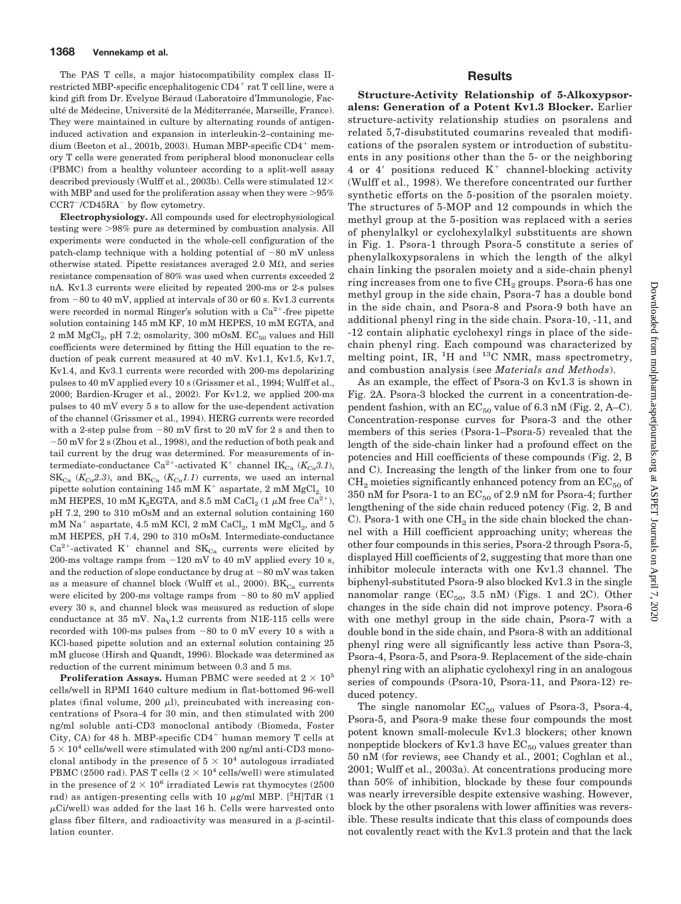The PAS T cells, a major histocompatibility complex class II-restricted MBP-specific encephalitogenic $CD4^+$ rat T cell line, were a kind gift from Dr. Evelyne Béraud (Laboratoire d'Immunologie, Faculté de Médecine, Université de la Méditerranée, Marseille, France). They were maintained in culture by alternating rounds of antigen-induced activation and expansion in interleukin-2–containing medium (Beeton et al., 2001b, 2003). Human MBP-specific $CD4^+$ memory T cells were generated from peripheral blood mononuclear cells (PBMC) from a healthy volunteer according to a split-well assay described previously (Wulff et al., 2003b). Cells were stimulated 12× with MBP and used for the proliferation assay when they were >95% $CCR7^-/CD45RA^-$ by flow cytometry.

**Electrophysiology.** All compounds used for electrophysiological testing were >98% pure as determined by combustion analysis. All experiments were conducted in the whole-cell configuration of the patch-clamp technique with a holding potential of −80 mV unless otherwise stated. Pipette resistances averaged 2.0 MΩ, and series resistance compensation of 80% was used when currents exceeded 2 nA. Kv1.3 currents were elicited by repeated 200-ms or 2-s pulses from −80 to 40 mV, applied at intervals of 30 or 60 s. Kv1.3 currents were recorded in normal Ringer's solution with a $Ca^{2+}$-free pipette solution containing 145 mM KF, 10 mM HEPES, 10 mM EGTA, and 2 mM $MgCl_2$, pH 7.2; osmolarity, 300 mOsM. $EC_{50}$ values and Hill coefficients were determined by fitting the Hill equation to the reduction of peak current measured at 40 mV. Kv1.1, Kv1.5, Kv1.7, Kv1.4, and Kv3.1 currents were recorded with 200-ms depolarizing pulses to 40 mV applied every 10 s (Grissmer et al., 1994; Wulff et al., 2000; Bardien-Kruger et al., 2002). For Kv1.2, we applied 200-ms pulses to 40 mV every 5 s to allow for the use-dependent activation of the channel (Grissmer et al., 1994). HERG currents were recorded with a 2-step pulse from −80 mV first to 20 mV for 2 s and then to −50 mV for 2 s (Zhou et al., 1998), and the reduction of both peak and tail current by the drug was determined. For measurements of intermediate-conductance $Ca^{2+}$-activated $K^+$ channel $IK_{Ca}$ ($K_{Ca}3.1$), $SK_{Ca}$ ($K_{Ca}2.3$), and $BK_{Ca}$ ($K_{Ca}1.1$) currents, we used an internal pipette solution containing 145 mM $K^+$ aspartate, 2 mM $MgCl_2$, 10 mM HEPES, 10 mM $K_2EGTA$, and 8.5 mM $CaCl_2$ (1 μM free $Ca^{2+}$), pH 7.2, 290 to 310 mOsM and an external solution containing 160 mM $Na^+$ aspartate, 4.5 mM KCl, 2 mM $CaCl_2$, 1 mM $MgCl_2$, and 5 mM HEPES, pH 7.4, 290 to 310 mOsM. Intermediate-conductance $Ca^{2+}$-activated $K^+$ channel and $SK_{Ca}$ currents were elicited by 200-ms voltage ramps from −120 mV to 40 mV applied every 10 s, and the reduction of slope conductance by drug at −80 mV was taken as a measure of channel block (Wulff et al., 2000). $BK_{Ca}$ currents were elicited by 200-ms voltage ramps from −80 to 80 mV applied every 30 s, and channel block was measured as reduction of slope conductance at 35 mV. $Na_V1.2$ currents from N1E-115 cells were recorded with 100-ms pulses from −80 to 0 mV every 10 s with a KCl-based pipette solution and an external solution containing 25 mM glucose (Hirsh and Quandt, 1996). Blockade was determined as reduction of the current minimum between 0.3 and 5 ms.

**Proliferation Assays.** Human PBMC were seeded at $2 \times 10^5$ cells/well in RPMI 1640 culture medium in flat-bottomed 96-well plates (final volume, 200 μl), preincubated with increasing concentrations of Psora-4 for 30 min, and then stimulated with 200 ng/ml soluble anti-CD3 monoclonal antibody (Biomeda, Foster City, CA) for 48 h. MBP-specific $CD4^+$ human memory T cells at $5 \times 10^4$ cells/well were stimulated with 200 ng/ml anti-CD3 monoclonal antibody in the presence of $5 \times 10^4$ autologous irradiated PBMC (2500 rad). PAS T cells ($2 \times 10^4$ cells/well) were stimulated in the presence of $2 \times 10^6$ irradiated Lewis rat thymocytes (2500 rad) as antigen-presenting cells with 10 μg/ml MBP. [$^3$H]TdR (1 μCi/well) was added for the last 16 h. Cells were harvested onto glass fiber filters, and radioactivity was measured in a β-scintillation counter.

## Results

**Structure-Activity Relationship of 5-Alkoxypsoralens: Generation of a Potent Kv1.3 Blocker.** Earlier structure-activity relationship studies on psoralens and related 5,7-disubstituted coumarins revealed that modifications of the psoralen system or introduction of substituents in any positions other than the 5- or the neighboring 4 or 4′ positions reduced $K^+$ channel-blocking activity (Wulff et al., 1998). We therefore concentrated our further synthetic efforts on the 5-position of the psoralen moiety. The structures of 5-MOP and 12 compounds in which the methyl group at the 5-position was replaced with a series of phenylalkyl or cyclohexylalkyl substituents are shown in Fig. 1. Psora-1 through Psora-5 constitute a series of phenylalkoxypsoralens in which the length of the alkyl chain linking the psoralen moiety and a side-chain phenyl ring increases from one to five $CH_2$ groups. Psora-6 has one methyl group in the side chain, Psora-7 has a double bond in the side chain, and Psora-8 and Psora-9 both have an additional phenyl ring in the side chain. Psora-10, -11, and -12 contain aliphatic cyclohexyl rings in place of the side-chain phenyl ring. Each compound was characterized by melting point, IR, $^1$H and $^{13}$C NMR, mass spectrometry, and combustion analysis (see *Materials and Methods*).

As an example, the effect of Psora-3 on Kv1.3 is shown in Fig. 2A. Psora-3 blocked the current in a concentration-dependent fashion, with an $EC_{50}$ value of 6.3 nM (Fig. 2, A–C). Concentration-response curves for Psora-3 and the other members of this series (Psora-1–Psora-5) revealed that the length of the side-chain linker had a profound effect on the potencies and Hill coefficients of these compounds (Fig. 2, B and C). Increasing the length of the linker from one to four $CH_2$ moieties significantly enhanced potency from an $EC_{50}$ of 350 nM for Psora-1 to an $EC_{50}$ of 2.9 nM for Psora-4; further lengthening of the side chain reduced potency (Fig. 2, B and C). Psora-1 with one $CH_2$ in the side chain blocked the channel with a Hill coefficient approaching unity; whereas the other four compounds in this series, Psora-2 through Psora-5, displayed Hill coefficients of 2, suggesting that more than one inhibitor molecule interacts with one Kv1.3 channel. The biphenyl-substituted Psora-9 also blocked Kv1.3 in the single nanomolar range ($EC_{50}$, 3.5 nM) (Figs. 1 and 2C). Other changes in the side chain did not improve potency. Psora-6 with one methyl group in the side chain, Psora-7 with a double bond in the side chain, and Psora-8 with an additional phenyl ring were all significantly less active than Psora-3, Psora-4, Psora-5, and Psora-9. Replacement of the side-chain phenyl ring with an aliphatic cyclohexyl ring in an analogous series of compounds (Psora-10, Psora-11, and Psora-12) reduced potency.

The single nanomolar $EC_{50}$ values of Psora-3, Psora-4, Psora-5, and Psora-9 make these four compounds the most potent known small-molecule Kv1.3 blockers; other known nonpeptide blockers of Kv1.3 have $EC_{50}$ values greater than 50 nM (for reviews, see Chandy et al., 2001; Coghlan et al., 2001; Wulff et al., 2003a). At concentrations producing more than 50% of inhibition, blockade by these four compounds was nearly irreversible despite extensive washing. However, block by the other psoralens with lower affinities was reversible. These results indicate that this class of compounds does not covalently react with the Kv1.3 protein and that the lack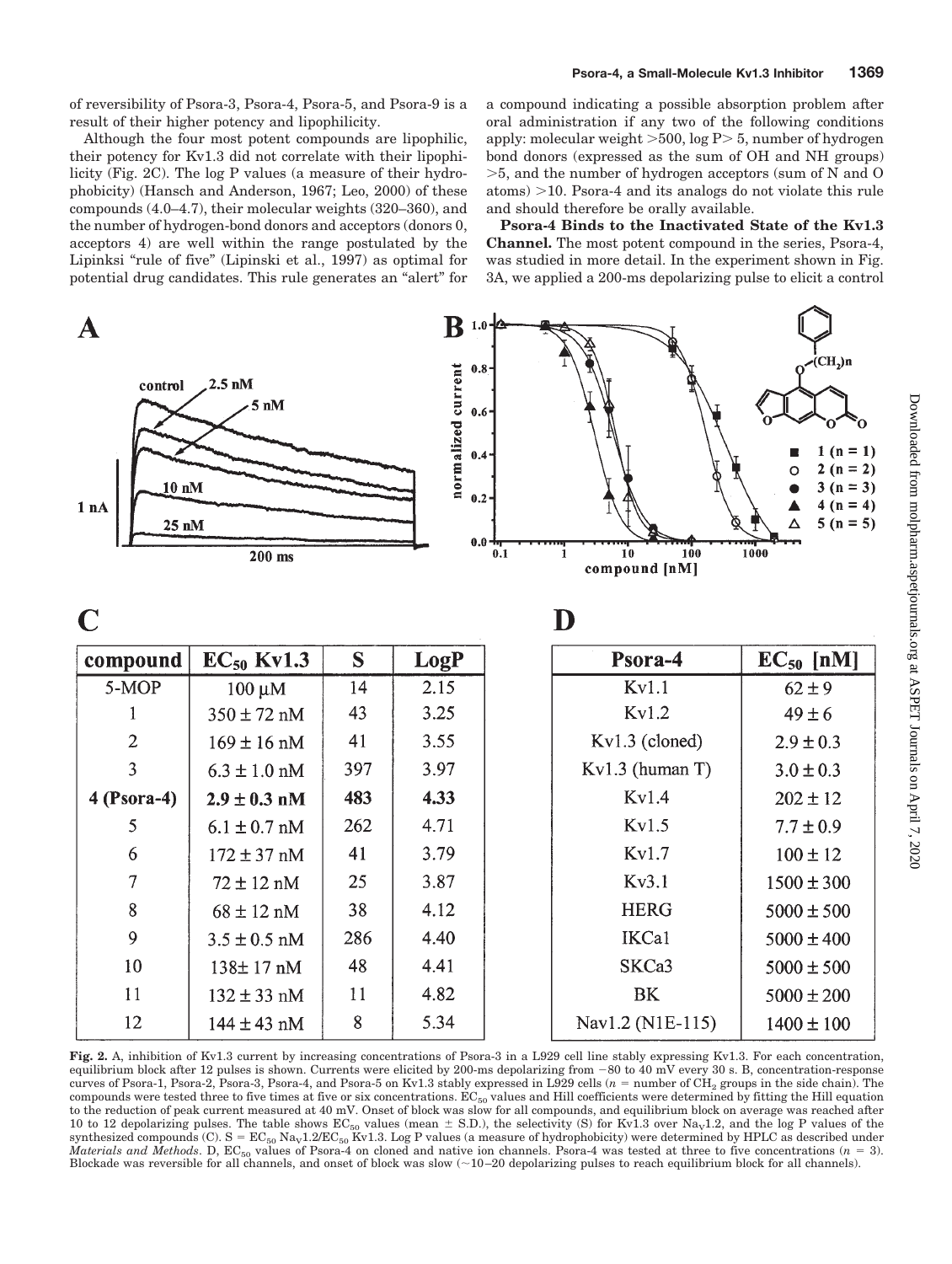of reversibility of Psora-3, Psora-4, Psora-5, and Psora-9 is a result of their higher potency and lipophilicity.

Although the four most potent compounds are lipophilic, their potency for Kv1.3 did not correlate with their lipophilicity (Fig. 2C). The log P values (a measure of their hydrophobicity) (Hansch and Anderson, 1967; Leo, 2000) of these compounds (4.0–4.7), their molecular weights (320–360), and the number of hydrogen-bond donors and acceptors (donors 0, acceptors 4) are well within the range postulated by the Lipinksi "rule of five" (Lipinski et al., 1997) as optimal for potential drug candidates. This rule generates an "alert" for a compound indicating a possible absorption problem after oral administration if any two of the following conditions apply: molecular weight >500, log P> 5, number of hydrogen bond donors (expressed as the sum of OH and NH groups) >5, and the number of hydrogen acceptors (sum of N and O atoms) >10. Psora-4 and its analogs do not violate this rule and should therefore be orally available.

**Psora-4 Binds to the Inactivated State of the Kv1.3 Channel.** The most potent compound in the series, Psora-4, was studied in more detail. In the experiment shown in Fig. 3A, we applied a 200-ms depolarizing pulse to elicit a control

**C**

| compound | $EC_{50}$ Kv1.3 | S | LogP |
|---|---|---|---|
| 5-MOP | 100 μM | 14 | 2.15 |
| 1 | 350 ± 72 nM | 43 | 3.25 |
| 2 | 169 ± 16 nM | 41 | 3.55 |
| 3 | 6.3 ± 1.0 nM | 397 | 3.97 |
| **4 (Psora-4)** | **2.9 ± 0.3 nM** | **483** | **4.33** |
| 5 | 6.1 ± 0.7 nM | 262 | 4.71 |
| 6 | 172 ± 37 nM | 41 | 3.79 |
| 7 | 72 ± 12 nM | 25 | 3.87 |
| 8 | 68 ± 12 nM | 38 | 4.12 |
| 9 | 3.5 ± 0.5 nM | 286 | 4.40 |
| 10 | 138± 17 nM | 48 | 4.41 |
| 11 | 132 ± 33 nM | 11 | 4.82 |
| 12 | 144 ± 43 nM | 8 | 5.34 |

**D**

| Psora-4 | $EC_{50}$ [nM] |
|---|---|
| Kv1.1 | 62 ± 9 |
| Kv1.2 | 49 ± 6 |
| Kv1.3 (cloned) | 2.9 ± 0.3 |
| Kv1.3 (human T) | 3.0 ± 0.3 |
| Kv1.4 | 202 ± 12 |
| Kv1.5 | 7.7 ± 0.9 |
| Kv1.7 | 100 ± 12 |
| Kv3.1 | 1500 ± 300 |
| HERG | 5000 ± 500 |
| IKCa1 | 5000 ± 400 |
| SKCa3 | 5000 ± 500 |
| BK | 5000 ± 200 |
| Nav1.2 (N1E-115) | 1400 ± 100 |

**Fig. 2.** A, inhibition of Kv1.3 current by increasing concentrations of Psora-3 in a L929 cell line stably expressing Kv1.3. For each concentration, equilibrium block after 12 pulses is shown. Currents were elicited by 200-ms depolarizing from −80 to 40 mV every 30 s. B, concentration-response curves of Psora-1, Psora-2, Psora-3, Psora-4, and Psora-5 on Kv1.3 stably expressed in L929 cells ($n$ = number of $CH_2$ groups in the side chain). The compounds were tested three to five times at five or six concentrations. $EC_{50}$ values and Hill coefficients were determined by fitting the Hill equation to the reduction of peak current measured at 40 mV. Onset of block was slow for all compounds, and equilibrium block on average was reached after 10 to 12 depolarizing pulses. The table shows $EC_{50}$ values (mean ± S.D.), the selectivity (S) for Kv1.3 over $Na_V1.2$, and the log P values of the synthesized compounds (C). S = $EC_{50}$ $Na_V1.2$/$EC_{50}$ Kv1.3. Log P values (a measure of hydrophobicity) were determined by HPLC as described under *Materials and Methods*. D, $EC_{50}$ values of Psora-4 on cloned and native ion channels. Psora-4 was tested at three to five concentrations ($n$ = 3). Blockade was reversible for all channels, and onset of block was slow (~10–20 depolarizing pulses to reach equilibrium block for all channels).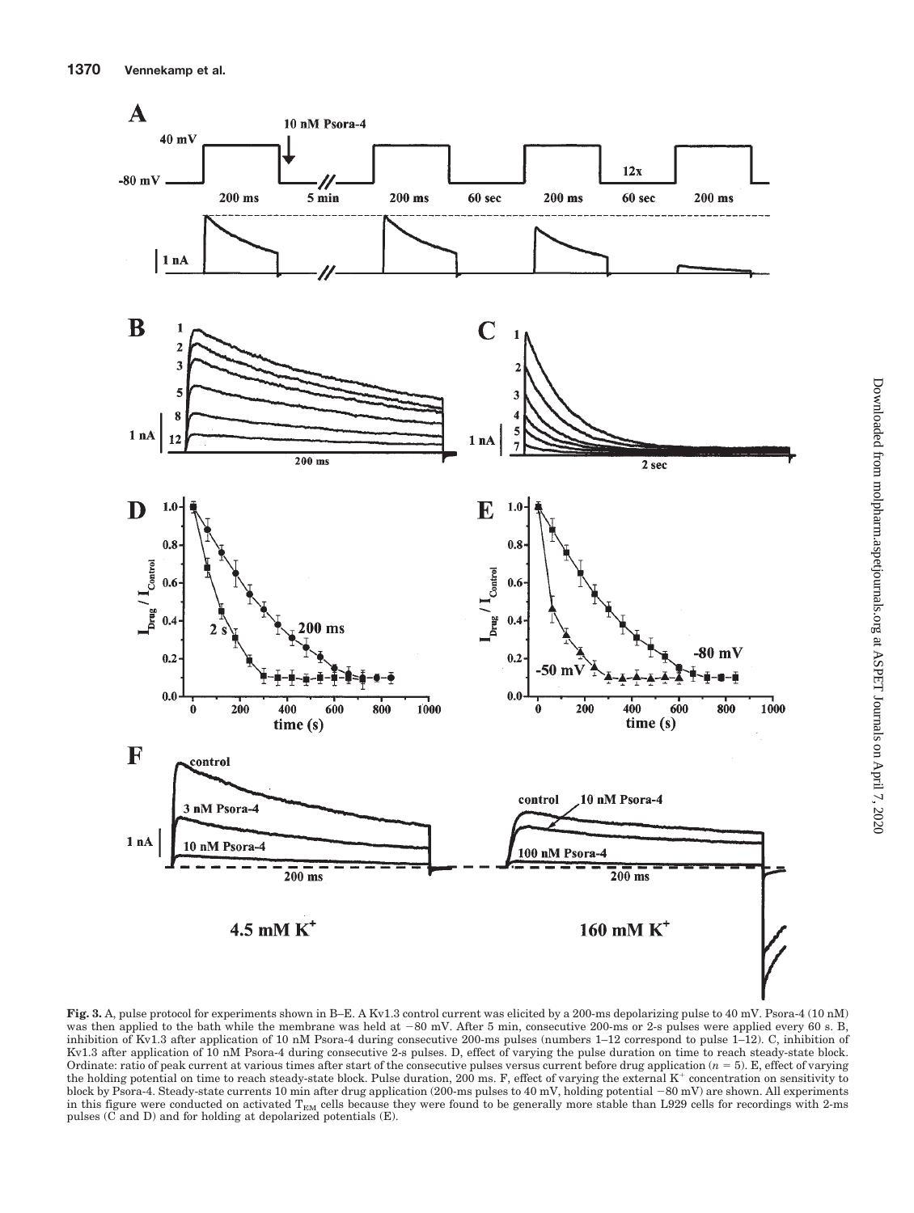**Fig. 3.** A, pulse protocol for experiments shown in B–E. A Kv1.3 control current was elicited by a 200-ms depolarizing pulse to 40 mV. Psora-4 (10 nM) was then applied to the bath while the membrane was held at −80 mV. After 5 min, consecutive 200-ms or 2-s pulses were applied every 60 s. B, inhibition of Kv1.3 after application of 10 nM Psora-4 during consecutive 200-ms pulses (numbers 1–12 correspond to pulse 1–12). C, inhibition of Kv1.3 after application of 10 nM Psora-4 during consecutive 2-s pulses. D, effect of varying the pulse duration on time to reach steady-state block. Ordinate: ratio of peak current at various times after start of the consecutive pulses versus current before drug application ($n = 5$). E, effect of varying the holding potential on time to reach steady-state block. Pulse duration, 200 ms. F, effect of varying the external $K^+$ concentration on sensitivity to block by Psora-4. Steady-state currents 10 min after drug application (200-ms pulses to 40 mV, holding potential −80 mV) are shown. All experiments in this figure were conducted on activated $T_{EM}$ cells because they were found to be generally more stable than L929 cells for recordings with 2-ms pulses (C and D) and for holding at depolarized potentials (E).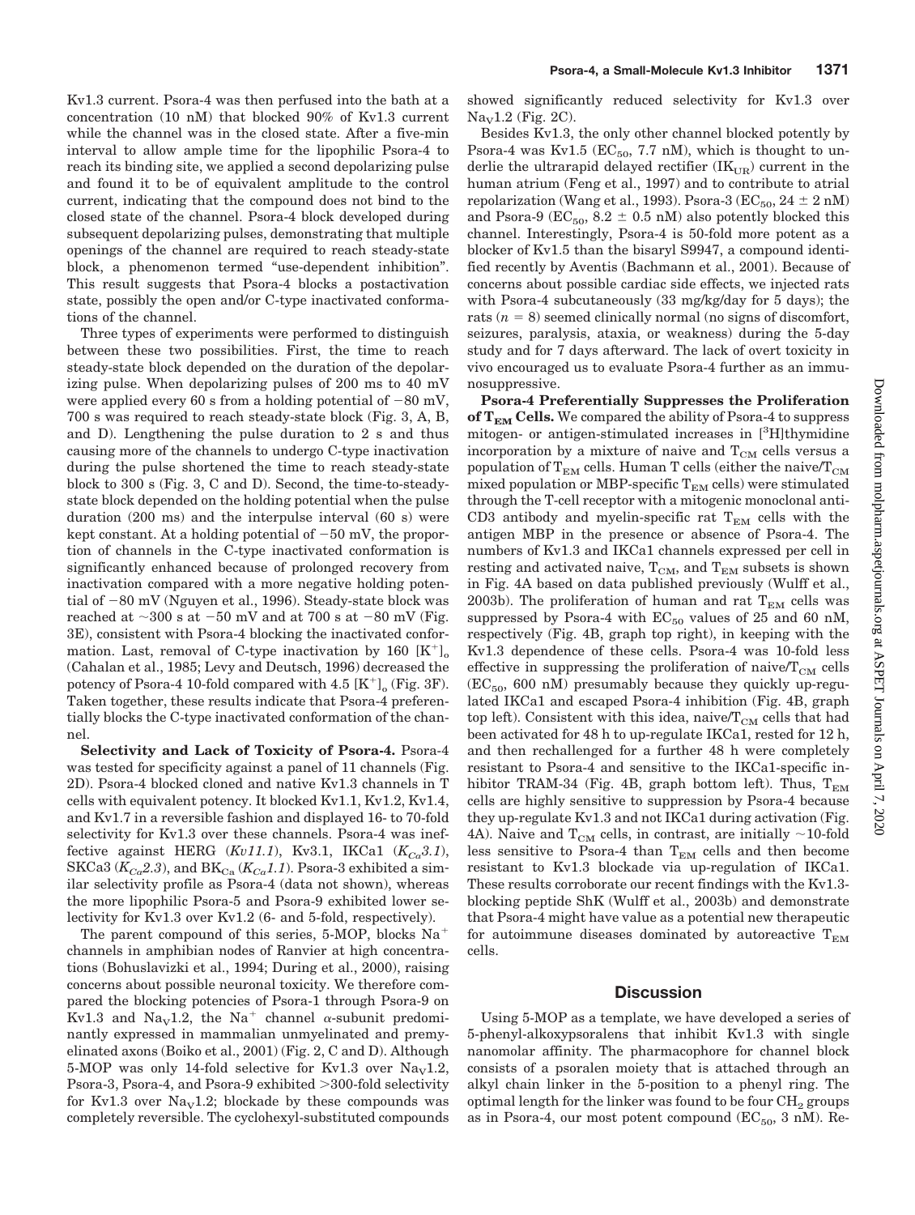Kv1.3 current. Psora-4 was then perfused into the bath at a concentration (10 nM) that blocked 90% of Kv1.3 current while the channel was in the closed state. After a five-min interval to allow ample time for the lipophilic Psora-4 to reach its binding site, we applied a second depolarizing pulse and found it to be of equivalent amplitude to the control current, indicating that the compound does not bind to the closed state of the channel. Psora-4 block developed during subsequent depolarizing pulses, demonstrating that multiple openings of the channel are required to reach steady-state block, a phenomenon termed "use-dependent inhibition". This result suggests that Psora-4 blocks a postactivation state, possibly the open and/or C-type inactivated conformations of the channel.

Three types of experiments were performed to distinguish between these two possibilities. First, the time to reach steady-state block depended on the duration of the depolarizing pulse. When depolarizing pulses of 200 ms to 40 mV were applied every 60 s from a holding potential of −80 mV, 700 s was required to reach steady-state block (Fig. 3, A, B, and D). Lengthening the pulse duration to 2 s and thus causing more of the channels to undergo C-type inactivation during the pulse shortened the time to reach steady-state block to 300 s (Fig. 3, C and D). Second, the time-to-steady-state block depended on the holding potential when the pulse duration (200 ms) and the interpulse interval (60 s) were kept constant. At a holding potential of −50 mV, the proportion of channels in the C-type inactivated conformation is significantly enhanced because of prolonged recovery from inactivation compared with a more negative holding potential of −80 mV (Nguyen et al., 1996). Steady-state block was reached at ~300 s at −50 mV and at 700 s at −80 mV (Fig. 3E), consistent with Psora-4 blocking the inactivated conformation. Last, removal of C-type inactivation by 160 $[K^+]_o$ (Cahalan et al., 1985; Levy and Deutsch, 1996) decreased the potency of Psora-4 10-fold compared with 4.5 $[K^+]_o$ (Fig. 3F). Taken together, these results indicate that Psora-4 preferentially blocks the C-type inactivated conformation of the channel.

**Selectivity and Lack of Toxicity of Psora-4.** Psora-4 was tested for specificity against a panel of 11 channels (Fig. 2D). Psora-4 blocked cloned and native Kv1.3 channels in T cells with equivalent potency. It blocked Kv1.1, Kv1.2, Kv1.4, and Kv1.7 in a reversible fashion and displayed 16- to 70-fold selectivity for Kv1.3 over these channels. Psora-4 was ineffective against HERG (*Kv11.1*), Kv3.1, IKCa1 ($K_{Ca}3.1$), SKCa3 ($K_{Ca}2.3$), and $BK_{Ca}$ ($K_{Ca}1.1$). Psora-3 exhibited a similar selectivity profile as Psora-4 (data not shown), whereas the more lipophilic Psora-5 and Psora-9 exhibited lower selectivity for Kv1.3 over Kv1.2 (6- and 5-fold, respectively).

The parent compound of this series, 5-MOP, blocks $Na^+$ channels in amphibian nodes of Ranvier at high concentrations (Bohuslavizki et al., 1994; During et al., 2000), raising concerns about possible neuronal toxicity. We therefore compared the blocking potencies of Psora-1 through Psora-9 on Kv1.3 and $Na_V1.2$, the $Na^+$ channel α-subunit predominantly expressed in mammalian unmyelinated and premyelinated axons (Boiko et al., 2001) (Fig. 2, C and D). Although 5-MOP was only 14-fold selective for Kv1.3 over $Na_V1.2$, Psora-3, Psora-4, and Psora-9 exhibited >300-fold selectivity for Kv1.3 over $Na_V1.2$; blockade by these compounds was completely reversible. The cyclohexyl-substituted compounds showed significantly reduced selectivity for Kv1.3 over $Na_V1.2$ (Fig. 2C).

Besides Kv1.3, the only other channel blocked potently by Psora-4 was Kv1.5 ($EC_{50}$, 7.7 nM), which is thought to underlie the ultrarapid delayed rectifier ($IK_{UR}$) current in the human atrium (Feng et al., 1997) and to contribute to atrial repolarization (Wang et al., 1993). Psora-3 ($EC_{50}$, 24 ± 2 nM) and Psora-9 ($EC_{50}$, 8.2 ± 0.5 nM) also potently blocked this channel. Interestingly, Psora-4 is 50-fold more potent as a blocker of Kv1.5 than the bisaryl S9947, a compound identified recently by Aventis (Bachmann et al., 2001). Because of concerns about possible cardiac side effects, we injected rats with Psora-4 subcutaneously (33 mg/kg/day for 5 days); the rats ($n = 8$) seemed clinically normal (no signs of discomfort, seizures, paralysis, ataxia, or weakness) during the 5-day study and for 7 days afterward. The lack of overt toxicity in vivo encouraged us to evaluate Psora-4 further as an immunosuppressive.

**Psora-4 Preferentially Suppresses the Proliferation of $T_{EM}$ Cells.** We compared the ability of Psora-4 to suppress mitogen- or antigen-stimulated increases in [$^3$H]thymidine incorporation by a mixture of naive and $T_{CM}$ cells versus a population of $T_{EM}$ cells. Human T cells (either the naive/$T_{CM}$ mixed population or MBP-specific $T_{EM}$ cells) were stimulated through the T-cell receptor with a mitogenic monoclonal anti-CD3 antibody and myelin-specific rat $T_{EM}$ cells with the antigen MBP in the presence or absence of Psora-4. The numbers of Kv1.3 and IKCa1 channels expressed per cell in resting and activated naive, $T_{CM}$, and $T_{EM}$ subsets is shown in Fig. 4A based on data published previously (Wulff et al., 2003b). The proliferation of human and rat $T_{EM}$ cells was suppressed by Psora-4 with $EC_{50}$ values of 25 and 60 nM, respectively (Fig. 4B, graph top right), in keeping with the Kv1.3 dependence of these cells. Psora-4 was 10-fold less effective in suppressing the proliferation of naive/$T_{CM}$ cells ($EC_{50}$, 600 nM) presumably because they quickly up-regulated IKCa1 and escaped Psora-4 inhibition (Fig. 4B, graph top left). Consistent with this idea, naive/$T_{CM}$ cells that had been activated for 48 h to up-regulate IKCa1, rested for 12 h, and then rechallenged for a further 48 h were completely resistant to Psora-4 and sensitive to the IKCa1-specific inhibitor TRAM-34 (Fig. 4B, graph bottom left). Thus, $T_{EM}$ cells are highly sensitive to suppression by Psora-4 because they up-regulate Kv1.3 and not IKCa1 during activation (Fig. 4A). Naive and $T_{CM}$ cells, in contrast, are initially ~10-fold less sensitive to Psora-4 than $T_{EM}$ cells and then become resistant to Kv1.3 blockade via up-regulation of IKCa1. These results corroborate our recent findings with the Kv1.3-blocking peptide ShK (Wulff et al., 2003b) and demonstrate that Psora-4 might have value as a potential new therapeutic for autoimmune diseases dominated by autoreactive $T_{EM}$ cells.

## Discussion

Using 5-MOP as a template, we have developed a series of 5-phenyl-alkoxypsoralens that inhibit Kv1.3 with single nanomolar affinity. The pharmacophore for channel block consists of a psoralen moiety that is attached through an alkyl chain linker in the 5-position to a phenyl ring. The optimal length for the linker was found to be four $CH_2$ groups as in Psora-4, our most potent compound ($EC_{50}$, 3 nM). Re-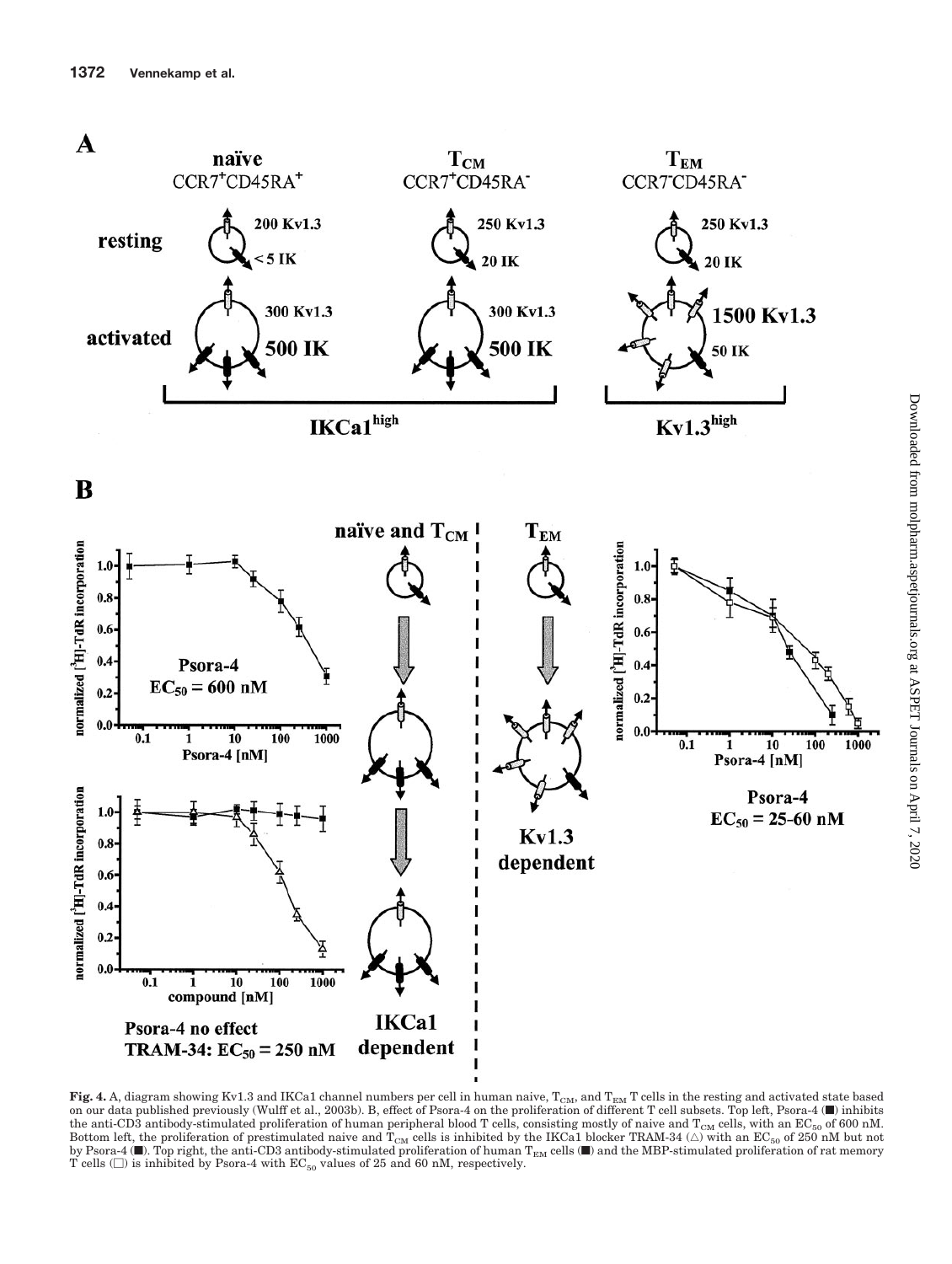**Fig. 4.** A, diagram showing Kv1.3 and IKCa1 channel numbers per cell in human naive, $T_{CM}$, and $T_{EM}$ T cells in the resting and activated state based on our data published previously (Wulff et al., 2003b). B, effect of Psora-4 on the proliferation of different T cell subsets. Top left, Psora-4 (■) inhibits the anti-CD3 antibody-stimulated proliferation of human peripheral blood T cells, consisting mostly of naive and $T_{CM}$ cells, with an $EC_{50}$ of 600 nM. Bottom left, the proliferation of prestimulated naive and $T_{CM}$ cells is inhibited by the IKCa1 blocker TRAM-34 (△) with an $EC_{50}$ of 250 nM but not by Psora-4 (■). Top right, the anti-CD3 antibody-stimulated proliferation of human $T_{EM}$ cells (■) and the MBP-stimulated proliferation of rat memory T cells (□) is inhibited by Psora-4 with $EC_{50}$ values of 25 and 60 nM, respectively.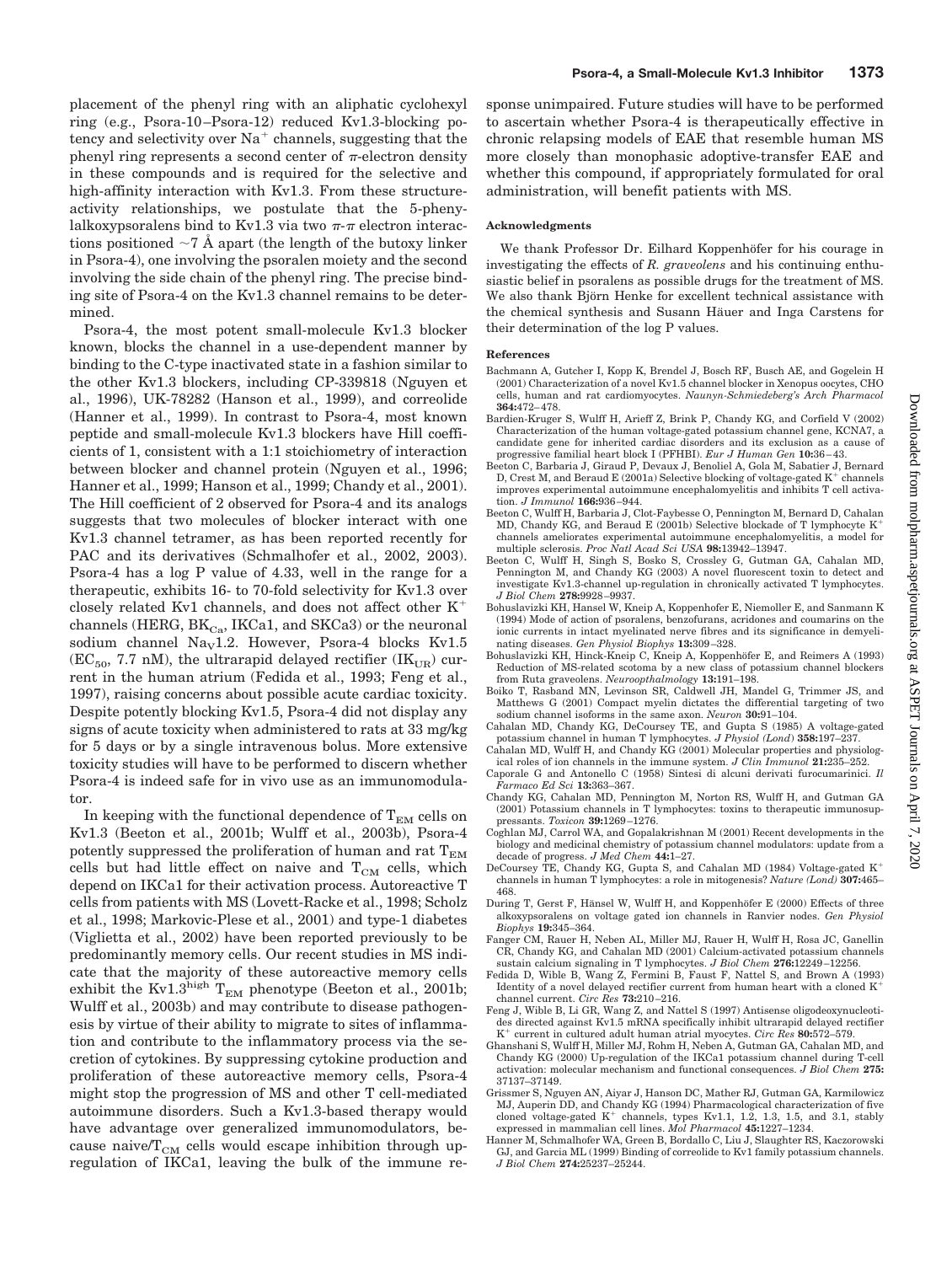placement of the phenyl ring with an aliphatic cyclohexyl ring (e.g., Psora-10–Psora-12) reduced Kv1.3-blocking potency and selectivity over $Na^+$ channels, suggesting that the phenyl ring represents a second center of $\pi$-electron density in these compounds and is required for the selective and high-affinity interaction with Kv1.3. From these structure-activity relationships, we postulate that the 5-phenylalkoxypsoralens bind to Kv1.3 via two $\pi$-$\pi$ electron interactions positioned ~7 Å apart (the length of the butoxy linker in Psora-4), one involving the psoralen moiety and the second involving the side chain of the phenyl ring. The precise binding site of Psora-4 on the Kv1.3 channel remains to be determined.

Psora-4, the most potent small-molecule Kv1.3 blocker known, blocks the channel in a use-dependent manner by binding to the C-type inactivated state in a fashion similar to the other Kv1.3 blockers, including CP-339818 (Nguyen et al., 1996), UK-78282 (Hanson et al., 1999), and correolide (Hanner et al., 1999). In contrast to Psora-4, most known peptide and small-molecule Kv1.3 blockers have Hill coefficients of 1, consistent with a 1:1 stoichiometry of interaction between blocker and channel protein (Nguyen et al., 1996; Hanner et al., 1999; Hanson et al., 1999; Chandy et al., 2001). The Hill coefficient of 2 observed for Psora-4 and its analogs suggests that two molecules of blocker interact with one Kv1.3 channel tetramer, as has been reported recently for PAC and its derivatives (Schmalhofer et al., 2002, 2003). Psora-4 has a log P value of 4.33, well in the range for a therapeutic, exhibits 16- to 70-fold selectivity for Kv1.3 over closely related Kv1 channels, and does not affect other $K^+$ channels (HERG, $BK_{Ca}$, IKCa1, and SKCa3) or the neuronal sodium channel $Na_V1.2$. However, Psora-4 blocks Kv1.5 ($EC_{50}$, 7.7 nM), the ultrarapid delayed rectifier ($IK_{UR}$) current in the human atrium (Fedida et al., 1993; Feng et al., 1997), raising concerns about possible acute cardiac toxicity. Despite potently blocking Kv1.5, Psora-4 did not display any signs of acute toxicity when administered to rats at 33 mg/kg for 5 days or by a single intravenous bolus. More extensive toxicity studies will have to be performed to discern whether Psora-4 is indeed safe for in vivo use as an immunomodulator.

In keeping with the functional dependence of $T_{EM}$ cells on Kv1.3 (Beeton et al., 2001b; Wulff et al., 2003b), Psora-4 potently suppressed the proliferation of human and rat $T_{EM}$ cells but had little effect on naive and $T_{CM}$ cells, which depend on IKCa1 for their activation process. Autoreactive T cells from patients with MS (Lovett-Racke et al., 1998; Scholz et al., 1998; Markovic-Plese et al., 2001) and type-1 diabetes (Viglietta et al., 2002) have been reported previously to be predominantly memory cells. Our recent studies in MS indicate that the majority of these autoreactive memory cells exhibit the $Kv1.3^{high}$ $T_{EM}$ phenotype (Beeton et al., 2001b; Wulff et al., 2003b) and may contribute to disease pathogenesis by virtue of their ability to migrate to sites of inflammation and contribute to the inflammatory process via the secretion of cytokines. By suppressing cytokine production and proliferation of these autoreactive memory cells, Psora-4 might stop the progression of MS and other T cell-mediated autoimmune disorders. Such a Kv1.3-based therapy would have advantage over generalized immunomodulators, because naive/$T_{CM}$ cells would escape inhibition through upregulation of IKCa1, leaving the bulk of the immune response unimpaired. Future studies will have to be performed to ascertain whether Psora-4 is therapeutically effective in chronic relapsing models of EAE that resemble human MS more closely than monophasic adoptive-transfer EAE and whether this compound, if appropriately formulated for oral administration, will benefit patients with MS.

#### Acknowledgments

We thank Professor Dr. Eilhard Koppenhöfer for his courage in investigating the effects of *R. graveolens* and his continuing enthusiastic belief in psoralens as possible drugs for the treatment of MS. We also thank Björn Henke for excellent technical assistance with the chemical synthesis and Susann Häuer and Inga Carstens for their determination of the log P values.

#### References

Bachmann A, Gutcher I, Kopp K, Brendel J, Bosch RF, Busch AE, and Gogelein H (2001) Characterization of a novel Kv1.5 channel blocker in Xenopus oocytes, CHO cells, human and rat cardiomyocytes. *Naunyn-Schmiedeberg's Arch Pharmacol* **364:**472–478.

Bardien-Kruger S, Wulff H, Arieff Z, Brink P, Chandy KG, and Corfield V (2002) Characterization of the human voltage-gated potassium channel gene, KCNA7, a candidate gene for inherited cardiac disorders and its exclusion as a cause of progressive familial heart block I (PFHBI). *Eur J Human Gen* **10:**36–43.

Beeton C, Barbaria J, Giraud P, Devaux J, Benoliel A, Gola M, Sabatier J, Bernard D, Crest M, and Beraud E (2001a) Selective blocking of voltage-gated $K^+$ channels improves experimental autoimmune encephalomyelitis and inhibits T cell activation. *J Immunol* **166:**936–944.

Beeton C, Wulff H, Barbaria J, Clot-Faybesse O, Pennington M, Bernard D, Cahalan MD, Chandy KG, and Beraud E (2001b) Selective blockade of T lymphocyte $K^+$ channels ameliorates experimental autoimmune encephalomyelitis, a model for multiple sclerosis. *Proc Natl Acad Sci USA* **98:**13942–13947.

Beeton C, Wulff H, Singh S, Bosko S, Crossley G, Gutman GA, Cahalan MD, Pennington M, and Chandy KG (2003) A novel fluorescent toxin to detect and investigate Kv1.3-channel up-regulation in chronically activated T lymphocytes. *J Biol Chem* **278:**9928–9937.

Bohuslavizki KH, Hansel W, Kneip A, Koppenhofer E, Niemoller E, and Sanmann K (1994) Mode of action of psoralens, benzofurans, acridones and coumarins on the ionic currents in intact myelinated nerve fibres and its significance in demyelinating diseases. *Gen Physiol Biophys* **13:**309–328.

Bohuslavizki KH, Hinck-Kneip C, Kneip A, Koppenhöfer E, and Reimers A (1993) Reduction of MS-related scotoma by a new class of potassium channel blockers from Ruta graveolens. *Neuroopthalmology* **13:**191–198.

Boiko T, Rasband MN, Levinson SR, Caldwell JH, Mandel G, Trimmer JS, and Matthews G (2001) Compact myelin dictates the differential targeting of two sodium channel isoforms in the same axon. *Neuron* **30:**91–104.

Cahalan MD, Chandy KG, DeCoursey TE, and Gupta S (1985) A voltage-gated potassium channel in human T lymphocytes. *J Physiol (Lond)* **358:**197–237.

Cahalan MD, Wulff H, and Chandy KG (2001) Molecular properties and physiological roles of ion channels in the immune system. *J Clin Immunol* **21:**235–252.

Caporale G and Antonello C (1958) Sintesi di alcuni derivati furocumarinici. *Il Farmaco Ed Sci* **13:**363–367.

Chandy KG, Cahalan MD, Pennington M, Norton RS, Wulff H, and Gutman GA (2001) Potassium channels in T lymphocytes: toxins to therapeutic immunosuppressants. *Toxicon* **39:**1269–1276.

Coghlan MJ, Carrol WA, and Gopalakrishnan M (2001) Recent developments in the biology and medicinal chemistry of potassium channel modulators: update from a decade of progress. *J Med Chem* **44:**1–27.

DeCoursey TE, Chandy KG, Gupta S, and Cahalan MD (1984) Voltage-gated $K^+$ channels in human T lymphocytes: a role in mitogenesis? *Nature (Lond)* **307:**465–468.

During T, Gerst F, Hänsel W, Wulff H, and Koppenhöfer E (2000) Effects of three alkoxypsoralens on voltage gated ion channels in Ranvier nodes. *Gen Physiol Biophys* **19:**345–364.

Fanger CM, Rauer H, Neben AL, Miller MJ, Rauer H, Wulff H, Rosa JC, Ganellin CR, Chandy KG, and Cahalan MD (2001) Calcium-activated potassium channels sustain calcium signaling in T lymphocytes. *J Biol Chem* **276:**12249–12256.

Fedida D, Wible B, Wang Z, Fermini B, Faust F, Nattel S, and Brown A (1993) Identity of a novel delayed rectifier current from human heart with a cloned $K^+$ channel current. *Circ Res* **73:**210–216.

Feng J, Wible B, Li GR, Wang Z, and Nattel S (1997) Antisense oligodeoxynucleotides directed against Kv1.5 mRNA specifically inhibit ultrarapid delayed rectifier $K^+$ current in cultured adult human atrial myocytes. *Circ Res* **80:**572–579.

Ghanshani S, Wulff H, Miller MJ, Rohm H, Neben A, Gutman GA, Cahalan MD, and Chandy KG (2000) Up-regulation of the IKCa1 potassium channel during T-cell activation: molecular mechanism and functional consequences. *J Biol Chem* **275:**37137–37149.

Grissmer S, Nguyen AN, Aiyar J, Hanson DC, Mather RJ, Gutman GA, Karmilowicz MJ, Auperin DD, and Chandy KG (1994) Pharmacological characterization of five cloned voltage-gated $K^+$ channels, types Kv1.1, 1.2, 1.3, 1.5, and 3.1, stably expressed in mammalian cell lines. *Mol Pharmacol* **45:**1227–1234.

Hanner M, Schmalhofer WA, Green B, Bordallo C, Liu J, Slaughter RS, Kaczorowski GJ, and Garcia ML (1999) Binding of correolide to Kv1 family potassium channels. *J Biol Chem* **274:**25237–25244.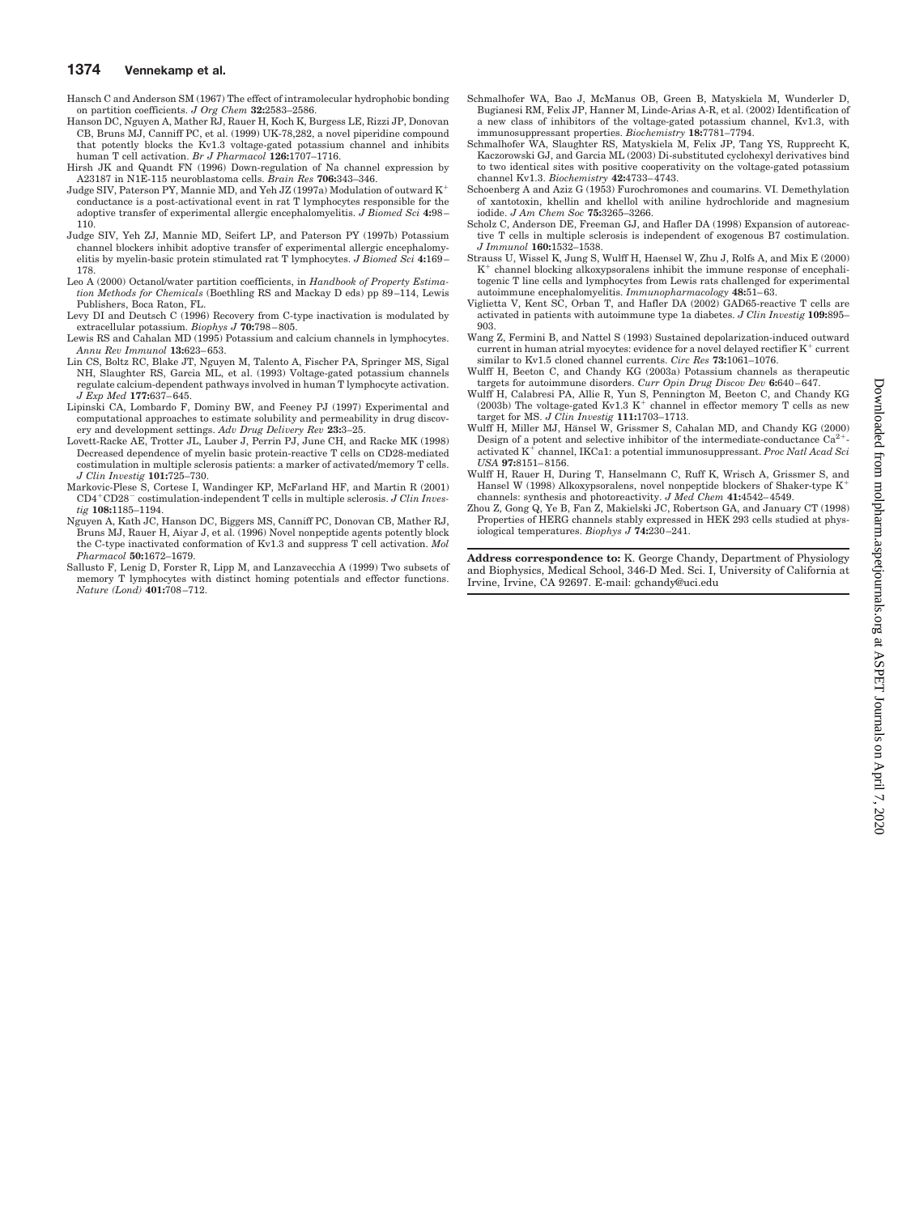Hansch C and Anderson SM (1967) The effect of intramolecular hydrophobic bonding on partition coefficients. *J Org Chem* **32:**2583–2586.

Hanson DC, Nguyen A, Mather RJ, Rauer H, Koch K, Burgess LE, Rizzi JP, Donovan CB, Bruns MJ, Canniff PC, et al. (1999) UK-78,282, a novel piperidine compound that potently blocks the Kv1.3 voltage-gated potassium channel and inhibits human T cell activation. *Br J Pharmacol* **126:**1707–1716.

Hirsh JK and Quandt FN (1996) Down-regulation of Na channel expression by A23187 in N1E-115 neuroblastoma cells. *Brain Res* **706:**343–346.

Judge SIV, Paterson PY, Mannie MD, and Yeh JZ (1997a) Modulation of outward $K^+$ conductance is a post-activational event in rat T lymphocytes responsible for the adoptive transfer of experimental allergic encephalomyelitis. *J Biomed Sci* **4:**98–110.

Judge SIV, Yeh ZJ, Mannie MD, Seifert LP, and Paterson PY (1997b) Potassium channel blockers inhibit adoptive transfer of experimental allergic encephalomyelitis by myelin-basic protein stimulated rat T lymphocytes. *J Biomed Sci* **4:**169–178.

Leo A (2000) Octanol/water partition coefficients, in *Handbook of Property Estimation Methods for Chemicals* (Boethling RS and Mackay D eds) pp 89–114, Lewis Publishers, Boca Raton, FL.

Levy DI and Deutsch C (1996) Recovery from C-type inactivation is modulated by extracellular potassium. *Biophys J* **70:**798–805.

Lewis RS and Cahalan MD (1995) Potassium and calcium channels in lymphocytes. *Annu Rev Immunol* **13:**623–653.

Lin CS, Boltz RC, Blake JT, Nguyen M, Talento A, Fischer PA, Springer MS, Sigal NH, Slaughter RS, Garcia ML, et al. (1993) Voltage-gated potassium channels regulate calcium-dependent pathways involved in human T lymphocyte activation. *J Exp Med* **177:**637–645.

Lipinski CA, Lombardo F, Dominy BW, and Feeney PJ (1997) Experimental and computational approaches to estimate solubility and permeability in drug discovery and development settings. *Adv Drug Delivery Rev* **23:**3–25.

Lovett-Racke AE, Trotter JL, Lauber J, Perrin PJ, June CH, and Racke MK (1998) Decreased dependence of myelin basic protein-reactive T cells on CD28-mediated costimulation in multiple sclerosis patients: a marker of activated/memory T cells. *J Clin Investig* **101:**725–730.

Markovic-Plese S, Cortese I, Wandinger KP, McFarland HF, and Martin R (2001) $CD4^+CD28^-$ costimulation-independent T cells in multiple sclerosis. *J Clin Investig* **108:**1185–1194.

Nguyen A, Kath JC, Hanson DC, Biggers MS, Canniff PC, Donovan CB, Mather RJ, Bruns MJ, Rauer H, Aiyar J, et al. (1996) Novel nonpeptide agents potently block the C-type inactivated conformation of Kv1.3 and suppress T cell activation. *Mol Pharmacol* **50:**1672–1679.

Sallusto F, Lenig D, Forster R, Lipp M, and Lanzavecchia A (1999) Two subsets of memory T lymphocytes with distinct homing potentials and effector functions. *Nature (Lond)* **401:**708–712.

Schmalhofer WA, Bao J, McManus OB, Green B, Matyskiela M, Wunderler D, Bugianesi RM, Felix JP, Hanner M, Linde-Arias A-R, et al. (2002) Identification of a new class of inhibitors of the voltage-gated potassium channel, Kv1.3, with immunosuppressant properties. *Biochemistry* **18:**7781–7794.

Schmalhofer WA, Slaughter RS, Matyskiela M, Felix JP, Tang YS, Rupprecht K, Kaczorowski GJ, and Garcia ML (2003) Di-substituted cyclohexyl derivatives bind to two identical sites with positive cooperativity on the voltage-gated potassium channel Kv1.3. *Biochemistry* **42:**4733–4743.

Schoenberg A and Aziz G (1953) Furochromones and coumarins. VI. Demethylation of xantotoxin, khellin and khellol with aniline hydrochloride and magnesium iodide. *J Am Chem Soc* **75:**3265–3266.

Scholz C, Anderson DE, Freeman GJ, and Hafler DA (1998) Expansion of autoreactive T cells in multiple sclerosis is independent of exogenous B7 costimulation. *J Immunol* **160:**1532–1538.

Strauss U, Wissel K, Jung S, Wulff H, Haensel W, Zhu J, Rolfs A, and Mix E (2000) $K^+$ channel blocking alkoxypsoralens inhibit the immune response of encephalitogenic T line cells and lymphocytes from Lewis rats challenged for experimental autoimmune encephalomyelitis. *Immunopharmacology* **48:**51–63.

Viglietta V, Kent SC, Orban T, and Hafler DA (2002) GAD65-reactive T cells are activated in patients with autoimmune type 1a diabetes. *J Clin Investig* **109:**895–903.

Wang Z, Fermini B, and Nattel S (1993) Sustained depolarization-induced outward current in human atrial myocytes: evidence for a novel delayed rectifier $K^+$ current similar to Kv1.5 cloned channel currents. *Circ Res* **73:**1061–1076.

Wulff H, Beeton C, and Chandy KG (2003a) Potassium channels as therapeutic targets for autoimmune disorders. *Curr Opin Drug Discov Dev* **6:**640–647.

Wulff H, Calabresi PA, Allie R, Yun S, Pennington M, Beeton C, and Chandy KG (2003b) The voltage-gated Kv1.3 $K^+$ channel in effector memory T cells as new target for MS. *J Clin Investig* **111:**1703–1713.

Wulff H, Miller MJ, Hänsel W, Grissmer S, Cahalan MD, and Chandy KG (2000) Design of a potent and selective inhibitor of the intermediate-conductance $Ca^{2+}$-activated $K^+$ channel, IKCa1: a potential immunosuppressant. *Proc Natl Acad Sci USA* **97:**8151–8156.

Wulff H, Rauer H, During T, Hanselmann C, Ruff K, Wrisch A, Grissmer S, and Hansel W (1998) Alkoxypsoralens, novel nonpeptide blockers of Shaker-type $K^+$ channels: synthesis and photoreactivity. *J Med Chem* **41:**4542–4549.

Zhou Z, Gong Q, Ye B, Fan Z, Makielski JC, Robertson GA, and January CT (1998) Properties of HERG channels stably expressed in HEK 293 cells studied at physiological temperatures. *Biophys J* **74:**230–241.

**Address correspondence to:** K. George Chandy, Department of Physiology and Biophysics, Medical School, 346-D Med. Sci. I, University of California at Irvine, Irvine, CA 92697. E-mail: gchandy@uci.edu